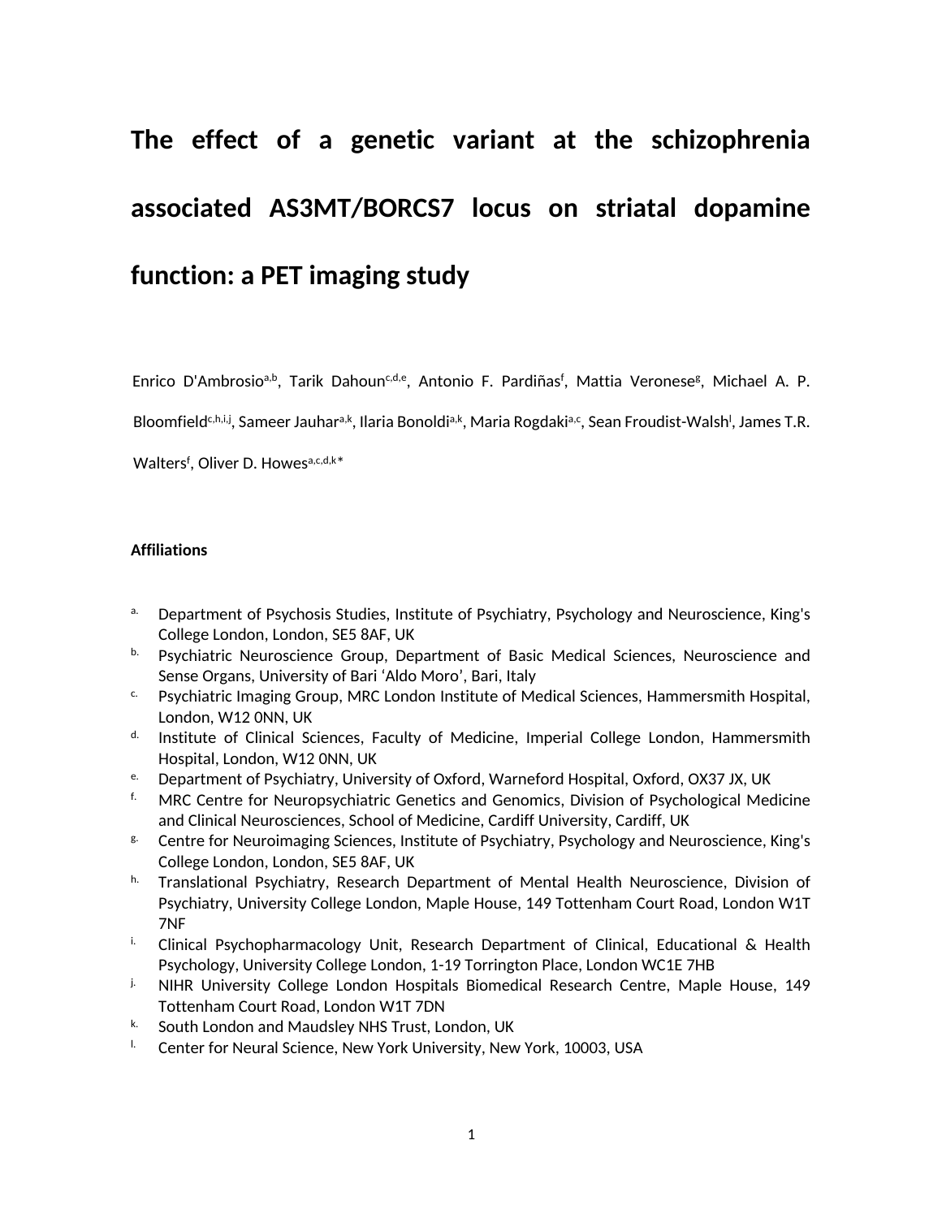# The effect of a genetic variant at the schizophrenia associated AS3MT/BORCS7 locus on striatal dopamine function: a PET imaging study

Enrico D'Ambrosio[a,b], Tarik Dahoun[c,d,e], Antonio F. Pardiñas[f], Mattia Veronese[g], Michael A. P. Bloomfield[c,h,i,j], Sameer Jauhar[a,k], Ilaria Bonoldi[a,k], Maria Rogdaki[a,c], Sean Froudist-Walsh[l], James T.R. Walters[f], Oliver D. Howes[a,c,d,k]*

**Affiliations**

- a. Department of Psychosis Studies, Institute of Psychiatry, Psychology and Neuroscience, King's College London, London, SE5 8AF, UK
- b. Psychiatric Neuroscience Group, Department of Basic Medical Sciences, Neuroscience and Sense Organs, University of Bari 'Aldo Moro', Bari, Italy
- c. Psychiatric Imaging Group, MRC London Institute of Medical Sciences, Hammersmith Hospital, London, W12 0NN, UK
- d. Institute of Clinical Sciences, Faculty of Medicine, Imperial College London, Hammersmith Hospital, London, W12 0NN, UK
- e. Department of Psychiatry, University of Oxford, Warneford Hospital, Oxford, OX37 JX, UK
- f. MRC Centre for Neuropsychiatric Genetics and Genomics, Division of Psychological Medicine and Clinical Neurosciences, School of Medicine, Cardiff University, Cardiff, UK
- g. Centre for Neuroimaging Sciences, Institute of Psychiatry, Psychology and Neuroscience, King's College London, London, SE5 8AF, UK
- h. Translational Psychiatry, Research Department of Mental Health Neuroscience, Division of Psychiatry, University College London, Maple House, 149 Tottenham Court Road, London W1T 7NF
- i. Clinical Psychopharmacology Unit, Research Department of Clinical, Educational & Health Psychology, University College London, 1-19 Torrington Place, London WC1E 7HB
- j. NIHR University College London Hospitals Biomedical Research Centre, Maple House, 149 Tottenham Court Road, London W1T 7DN
- k. South London and Maudsley NHS Trust, London, UK
- l. Center for Neural Science, New York University, New York, 10003, USA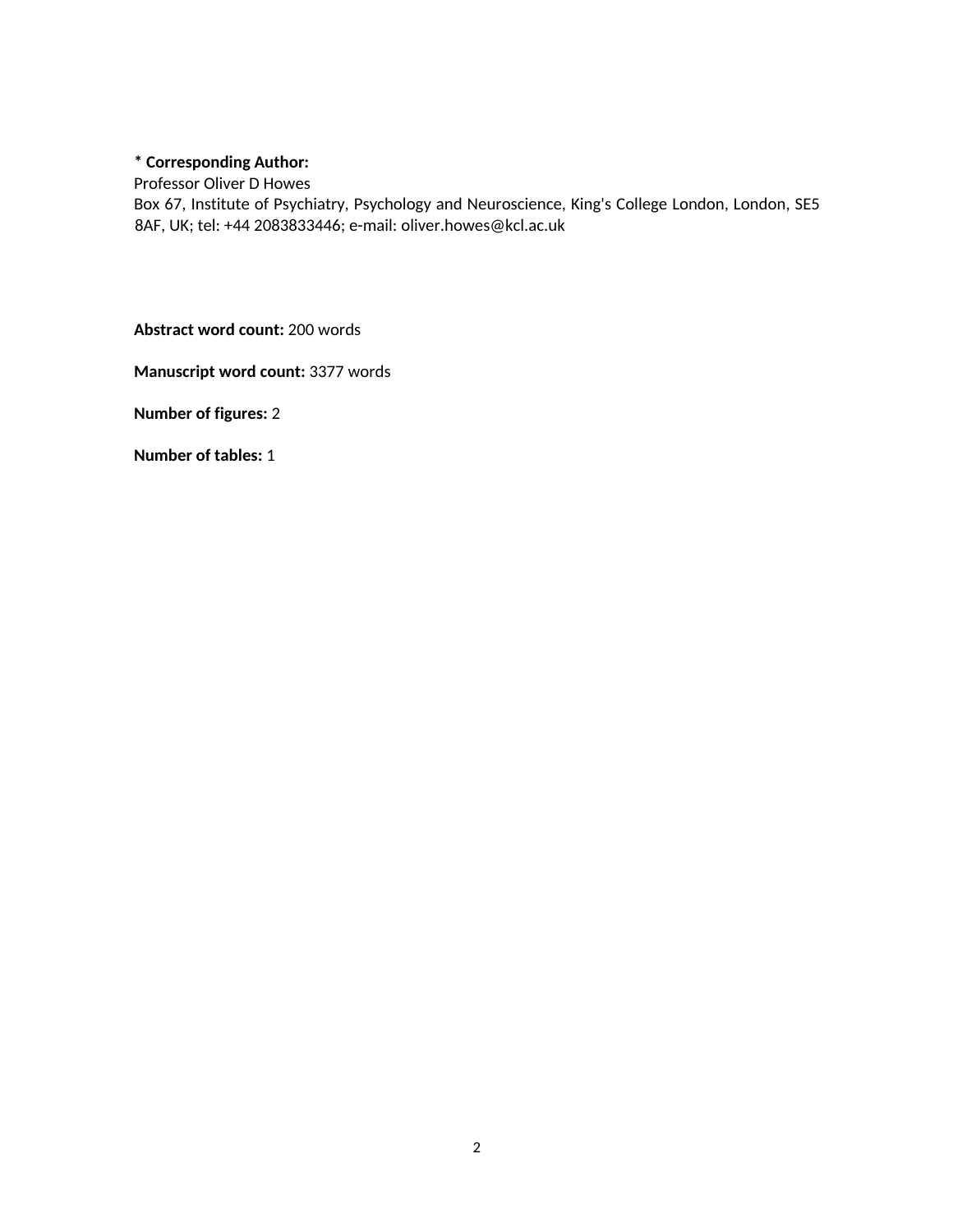**\* Corresponding Author:**
Professor Oliver D Howes
Box 67, Institute of Psychiatry, Psychology and Neuroscience, King's College London, London, SE5 8AF, UK; tel: +44 2083833446; e-mail: oliver.howes@kcl.ac.uk

**Abstract word count:** 200 words

**Manuscript word count:** 3377 words

**Number of figures:** 2

**Number of tables:** 1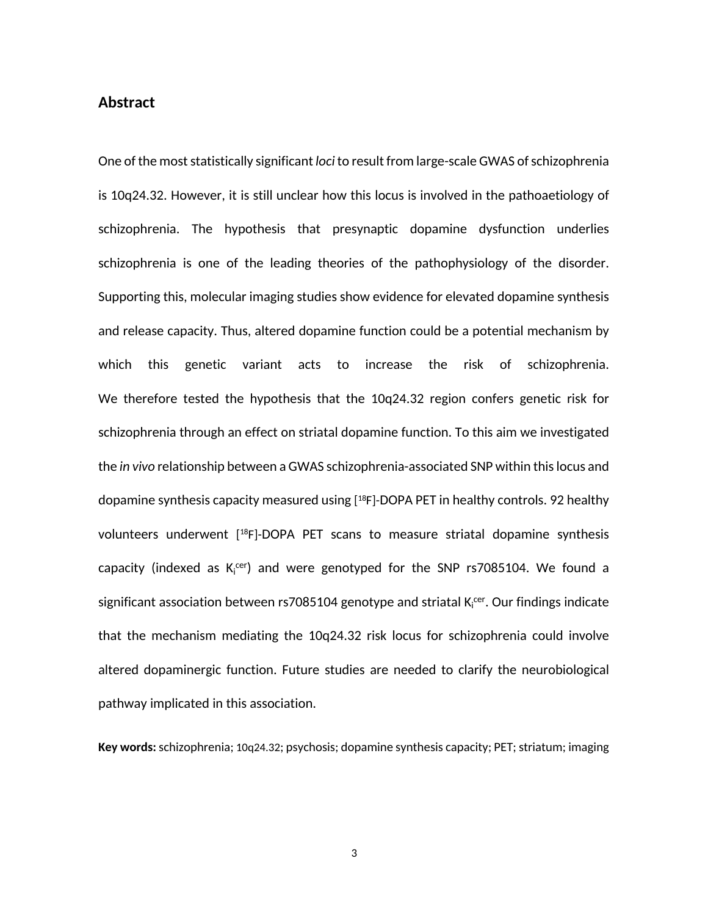## Abstract

One of the most statistically significant *loci* to result from large-scale GWAS of schizophrenia is 10q24.32. However, it is still unclear how this locus is involved in the pathoaetiology of schizophrenia. The hypothesis that presynaptic dopamine dysfunction underlies schizophrenia is one of the leading theories of the pathophysiology of the disorder. Supporting this, molecular imaging studies show evidence for elevated dopamine synthesis and release capacity. Thus, altered dopamine function could be a potential mechanism by which this genetic variant acts to increase the risk of schizophrenia. We therefore tested the hypothesis that the 10q24.32 region confers genetic risk for schizophrenia through an effect on striatal dopamine function. To this aim we investigated the *in vivo* relationship between a GWAS schizophrenia-associated SNP within this locus and dopamine synthesis capacity measured using [$^{18}$F]-DOPA PET in healthy controls. 92 healthy volunteers underwent [$^{18}$F]-DOPA PET scans to measure striatal dopamine synthesis capacity (indexed as $K_i^{cer}$) and were genotyped for the SNP rs7085104. We found a significant association between rs7085104 genotype and striatal $K_i^{cer}$. Our findings indicate that the mechanism mediating the 10q24.32 risk locus for schizophrenia could involve altered dopaminergic function. Future studies are needed to clarify the neurobiological pathway implicated in this association.

**Key words:** schizophrenia; 10q24.32; psychosis; dopamine synthesis capacity; PET; striatum; imaging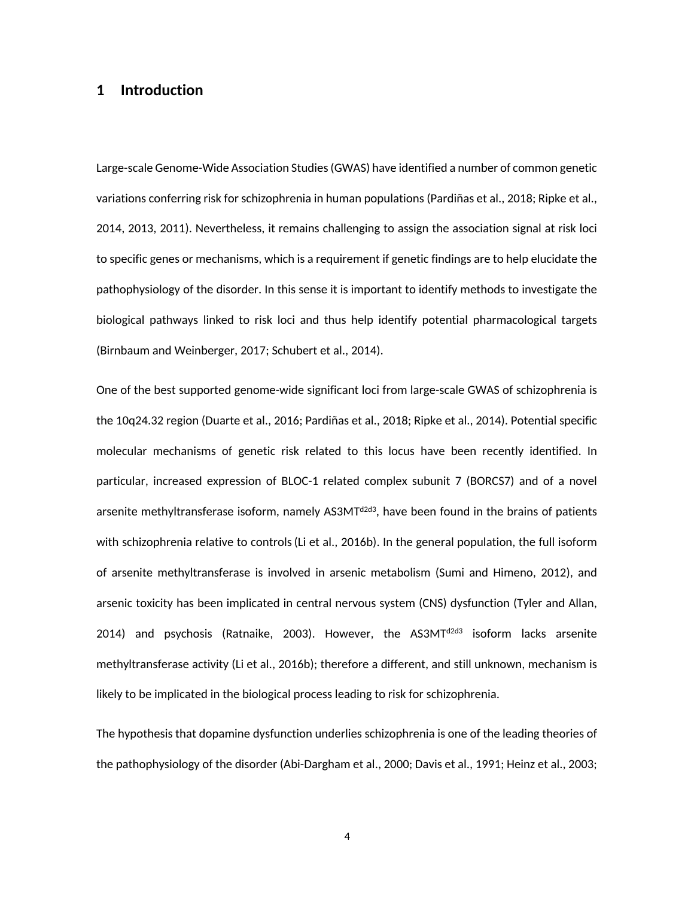# 1 Introduction

Large-scale Genome-Wide Association Studies (GWAS) have identified a number of common genetic variations conferring risk for schizophrenia in human populations (Pardiñas et al., 2018; Ripke et al., 2014, 2013, 2011). Nevertheless, it remains challenging to assign the association signal at risk loci to specific genes or mechanisms, which is a requirement if genetic findings are to help elucidate the pathophysiology of the disorder. In this sense it is important to identify methods to investigate the biological pathways linked to risk loci and thus help identify potential pharmacological targets (Birnbaum and Weinberger, 2017; Schubert et al., 2014).

One of the best supported genome-wide significant loci from large-scale GWAS of schizophrenia is the 10q24.32 region (Duarte et al., 2016; Pardiñas et al., 2018; Ripke et al., 2014). Potential specific molecular mechanisms of genetic risk related to this locus have been recently identified. In particular, increased expression of BLOC-1 related complex subunit 7 (BORCS7) and of a novel arsenite methyltransferase isoform, namely AS3MT$^{d2d3}$, have been found in the brains of patients with schizophrenia relative to controls (Li et al., 2016b). In the general population, the full isoform of arsenite methyltransferase is involved in arsenic metabolism (Sumi and Himeno, 2012), and arsenic toxicity has been implicated in central nervous system (CNS) dysfunction (Tyler and Allan, 2014) and psychosis (Ratnaike, 2003). However, the AS3MT$^{d2d3}$ isoform lacks arsenite methyltransferase activity (Li et al., 2016b); therefore a different, and still unknown, mechanism is likely to be implicated in the biological process leading to risk for schizophrenia.

The hypothesis that dopamine dysfunction underlies schizophrenia is one of the leading theories of the pathophysiology of the disorder (Abi-Dargham et al., 2000; Davis et al., 1991; Heinz et al., 2003;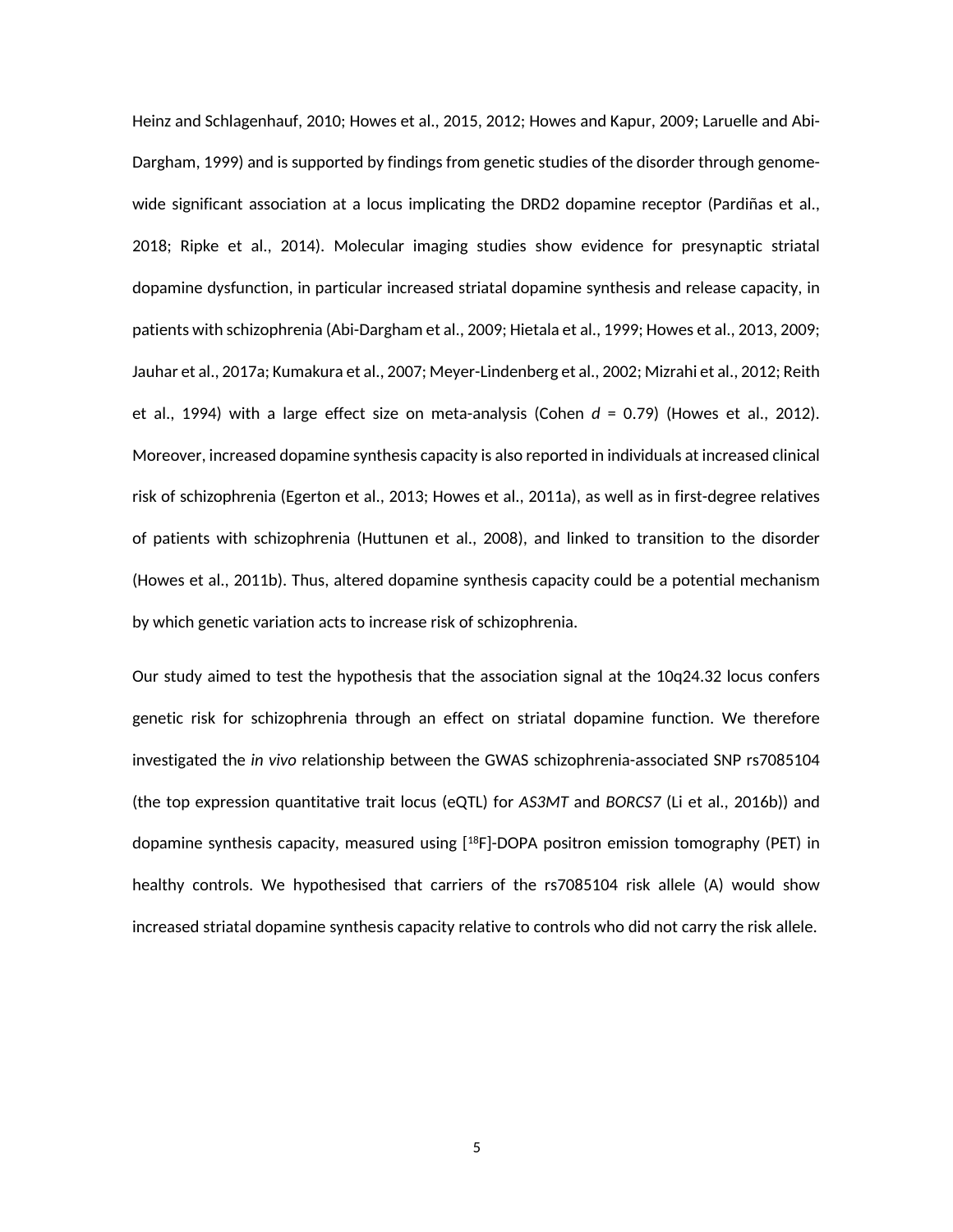Heinz and Schlagenhauf, 2010; Howes et al., 2015, 2012; Howes and Kapur, 2009; Laruelle and Abi-Dargham, 1999) and is supported by findings from genetic studies of the disorder through genome-wide significant association at a locus implicating the DRD2 dopamine receptor (Pardiñas et al., 2018; Ripke et al., 2014). Molecular imaging studies show evidence for presynaptic striatal dopamine dysfunction, in particular increased striatal dopamine synthesis and release capacity, in patients with schizophrenia (Abi-Dargham et al., 2009; Hietala et al., 1999; Howes et al., 2013, 2009; Jauhar et al., 2017a; Kumakura et al., 2007; Meyer-Lindenberg et al., 2002; Mizrahi et al., 2012; Reith et al., 1994) with a large effect size on meta-analysis (Cohen $d$ = 0.79) (Howes et al., 2012). Moreover, increased dopamine synthesis capacity is also reported in individuals at increased clinical risk of schizophrenia (Egerton et al., 2013; Howes et al., 2011a), as well as in first-degree relatives of patients with schizophrenia (Huttunen et al., 2008), and linked to transition to the disorder (Howes et al., 2011b). Thus, altered dopamine synthesis capacity could be a potential mechanism by which genetic variation acts to increase risk of schizophrenia.

Our study aimed to test the hypothesis that the association signal at the 10q24.32 locus confers genetic risk for schizophrenia through an effect on striatal dopamine function. We therefore investigated the *in vivo* relationship between the GWAS schizophrenia-associated SNP rs7085104 (the top expression quantitative trait locus (eQTL) for *AS3MT* and *BORCS7* (Li et al., 2016b)) and dopamine synthesis capacity, measured using [$^{18}$F]-DOPA positron emission tomography (PET) in healthy controls. We hypothesised that carriers of the rs7085104 risk allele (A) would show increased striatal dopamine synthesis capacity relative to controls who did not carry the risk allele.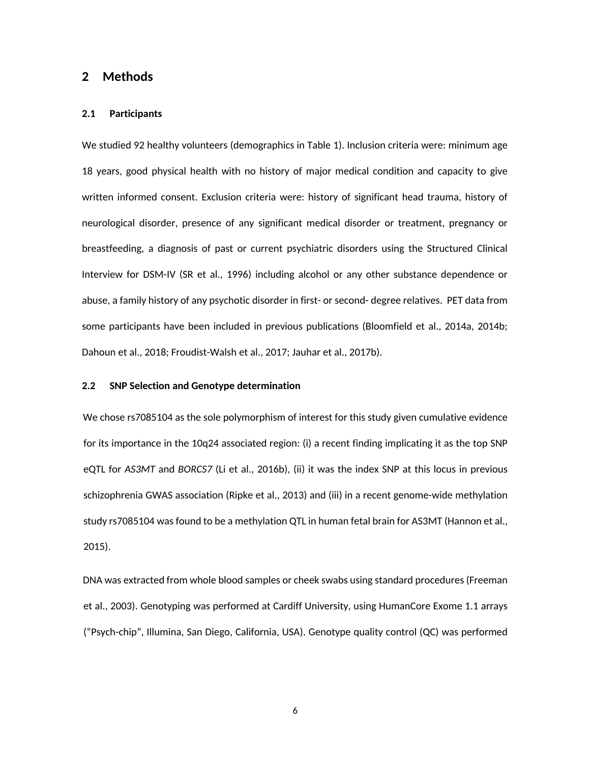# 2 Methods

## 2.1 Participants

We studied 92 healthy volunteers (demographics in Table 1). Inclusion criteria were: minimum age 18 years, good physical health with no history of major medical condition and capacity to give written informed consent. Exclusion criteria were: history of significant head trauma, history of neurological disorder, presence of any significant medical disorder or treatment, pregnancy or breastfeeding, a diagnosis of past or current psychiatric disorders using the Structured Clinical Interview for DSM-IV (SR et al., 1996) including alcohol or any other substance dependence or abuse, a family history of any psychotic disorder in first- or second- degree relatives. PET data from some participants have been included in previous publications (Bloomfield et al., 2014a, 2014b; Dahoun et al., 2018; Froudist-Walsh et al., 2017; Jauhar et al., 2017b).

## 2.2 SNP Selection and Genotype determination

We chose rs7085104 as the sole polymorphism of interest for this study given cumulative evidence for its importance in the 10q24 associated region: (i) a recent finding implicating it as the top SNP eQTL for *AS3MT* and *BORCS7* (Li et al., 2016b), (ii) it was the index SNP at this locus in previous schizophrenia GWAS association (Ripke et al., 2013) and (iii) in a recent genome-wide methylation study rs7085104 was found to be a methylation QTL in human fetal brain for AS3MT (Hannon et al., 2015).

DNA was extracted from whole blood samples or cheek swabs using standard procedures (Freeman et al., 2003). Genotyping was performed at Cardiff University, using HumanCore Exome 1.1 arrays ("Psych-chip", Illumina, San Diego, California, USA). Genotype quality control (QC) was performed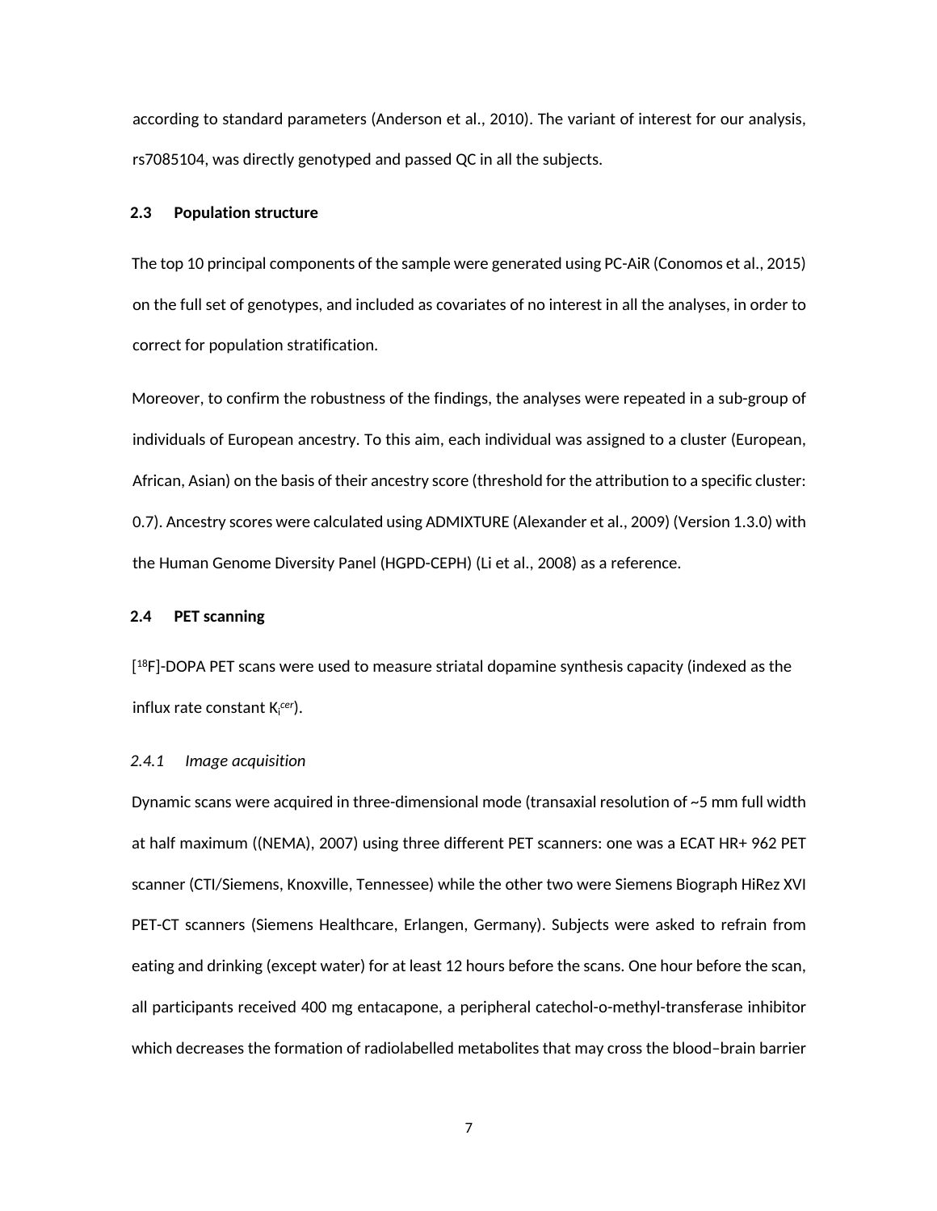according to standard parameters (Anderson et al., 2010). The variant of interest for our analysis, rs7085104, was directly genotyped and passed QC in all the subjects.

## 2.3 Population structure

The top 10 principal components of the sample were generated using PC-AiR (Conomos et al., 2015) on the full set of genotypes, and included as covariates of no interest in all the analyses, in order to correct for population stratification.

Moreover, to confirm the robustness of the findings, the analyses were repeated in a sub-group of individuals of European ancestry. To this aim, each individual was assigned to a cluster (European, African, Asian) on the basis of their ancestry score (threshold for the attribution to a specific cluster: 0.7). Ancestry scores were calculated using ADMIXTURE (Alexander et al., 2009) (Version 1.3.0) with the Human Genome Diversity Panel (HGPD-CEPH) (Li et al., 2008) as a reference.

## 2.4 PET scanning

[$^{18}$F]-DOPA PET scans were used to measure striatal dopamine synthesis capacity (indexed as the influx rate constant $K_i^{cer}$).

### *2.4.1 Image acquisition*

Dynamic scans were acquired in three-dimensional mode (transaxial resolution of ~5 mm full width at half maximum ((NEMA), 2007) using three different PET scanners: one was a ECAT HR+ 962 PET scanner (CTI/Siemens, Knoxville, Tennessee) while the other two were Siemens Biograph HiRez XVI PET-CT scanners (Siemens Healthcare, Erlangen, Germany). Subjects were asked to refrain from eating and drinking (except water) for at least 12 hours before the scans. One hour before the scan, all participants received 400 mg entacapone, a peripheral catechol-o-methyl-transferase inhibitor which decreases the formation of radiolabelled metabolites that may cross the blood–brain barrier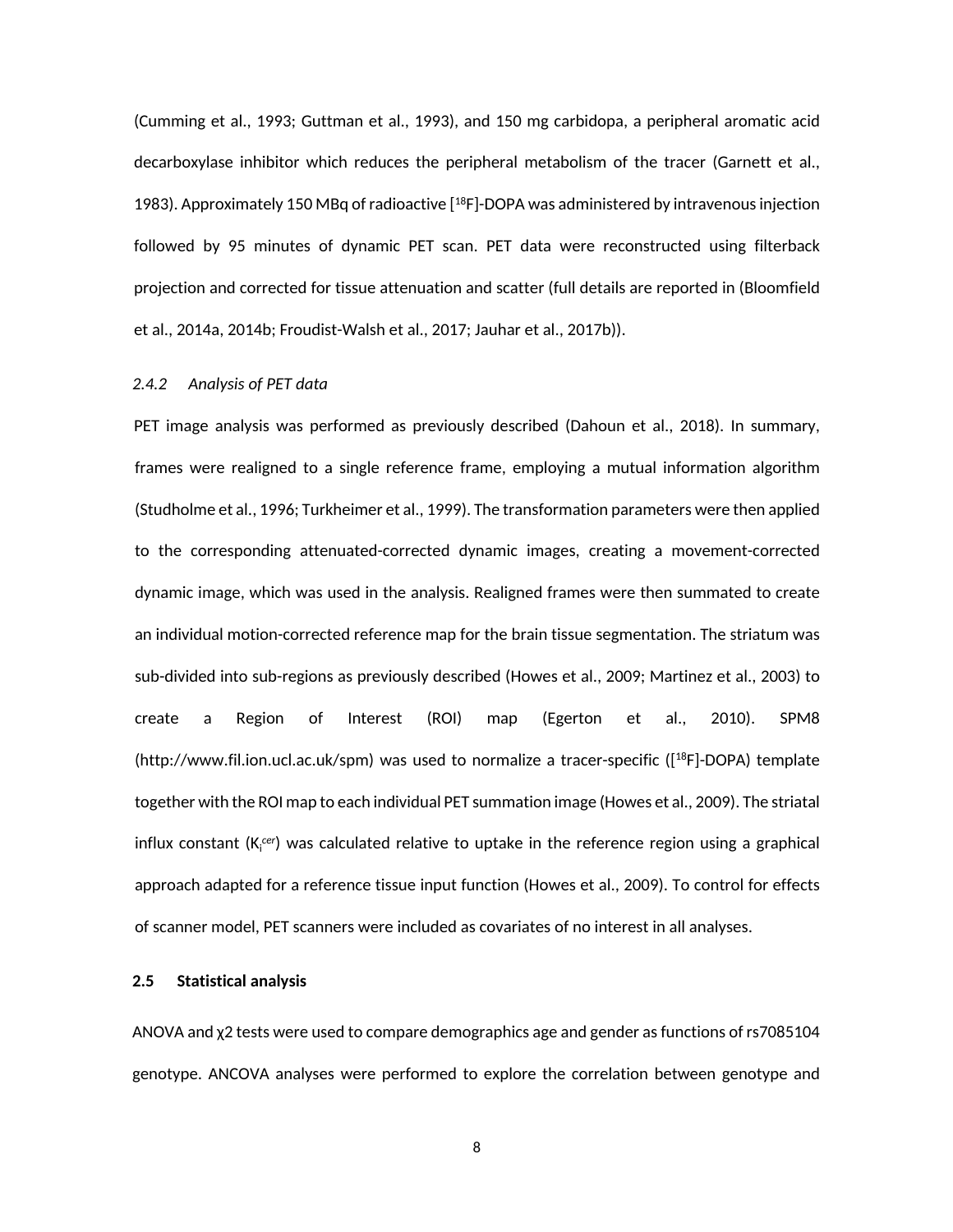(Cumming et al., 1993; Guttman et al., 1993), and 150 mg carbidopa, a peripheral aromatic acid decarboxylase inhibitor which reduces the peripheral metabolism of the tracer (Garnett et al., 1983). Approximately 150 MBq of radioactive [$^{18}$F]-DOPA was administered by intravenous injection followed by 95 minutes of dynamic PET scan. PET data were reconstructed using filterback projection and corrected for tissue attenuation and scatter (full details are reported in (Bloomfield et al., 2014a, 2014b; Froudist-Walsh et al., 2017; Jauhar et al., 2017b)).

### 2.4.2 Analysis of PET data

PET image analysis was performed as previously described (Dahoun et al., 2018). In summary, frames were realigned to a single reference frame, employing a mutual information algorithm (Studholme et al., 1996; Turkheimer et al., 1999). The transformation parameters were then applied to the corresponding attenuated-corrected dynamic images, creating a movement-corrected dynamic image, which was used in the analysis. Realigned frames were then summated to create an individual motion-corrected reference map for the brain tissue segmentation. The striatum was sub-divided into sub-regions as previously described (Howes et al., 2009; Martinez et al., 2003) to create a Region of Interest (ROI) map (Egerton et al., 2010). SPM8 (http://www.fil.ion.ucl.ac.uk/spm) was used to normalize a tracer-specific ([$^{18}$F]-DOPA) template together with the ROI map to each individual PET summation image (Howes et al., 2009). The striatal influx constant ($K_i^{cer}$) was calculated relative to uptake in the reference region using a graphical approach adapted for a reference tissue input function (Howes et al., 2009). To control for effects of scanner model, PET scanners were included as covariates of no interest in all analyses.

## 2.5 Statistical analysis

ANOVA and $\chi 2$ tests were used to compare demographics age and gender as functions of rs7085104 genotype. ANCOVA analyses were performed to explore the correlation between genotype and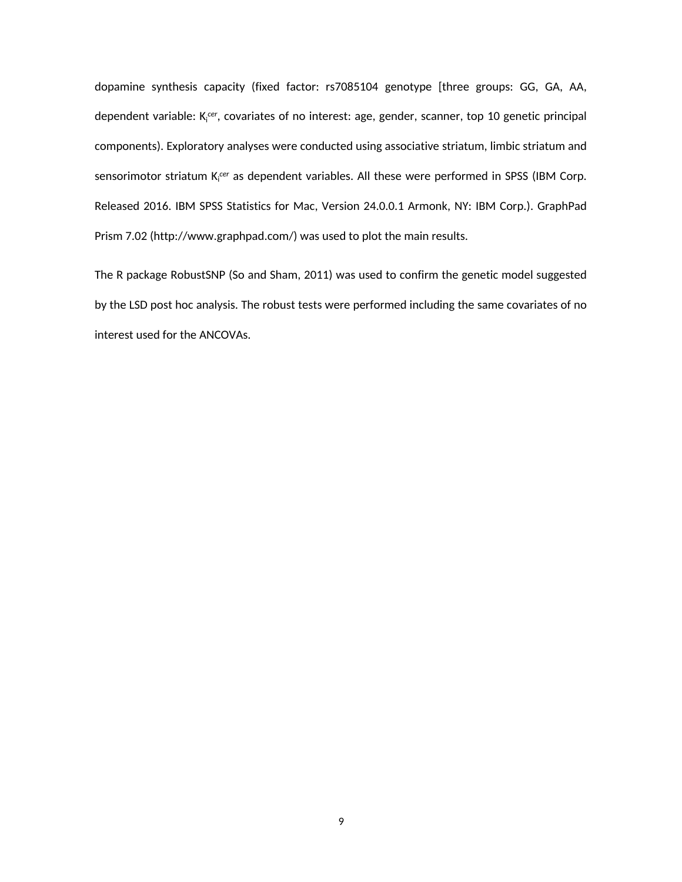dopamine synthesis capacity (fixed factor: rs7085104 genotype [three groups: GG, GA, AA, dependent variable: $K_i^{cer}$, covariates of no interest: age, gender, scanner, top 10 genetic principal components). Exploratory analyses were conducted using associative striatum, limbic striatum and sensorimotor striatum $K_i^{cer}$ as dependent variables. All these were performed in SPSS (IBM Corp. Released 2016. IBM SPSS Statistics for Mac, Version 24.0.0.1 Armonk, NY: IBM Corp.). GraphPad Prism 7.02 (http://www.graphpad.com/) was used to plot the main results.

The R package RobustSNP (So and Sham, 2011) was used to confirm the genetic model suggested by the LSD post hoc analysis. The robust tests were performed including the same covariates of no interest used for the ANCOVAs.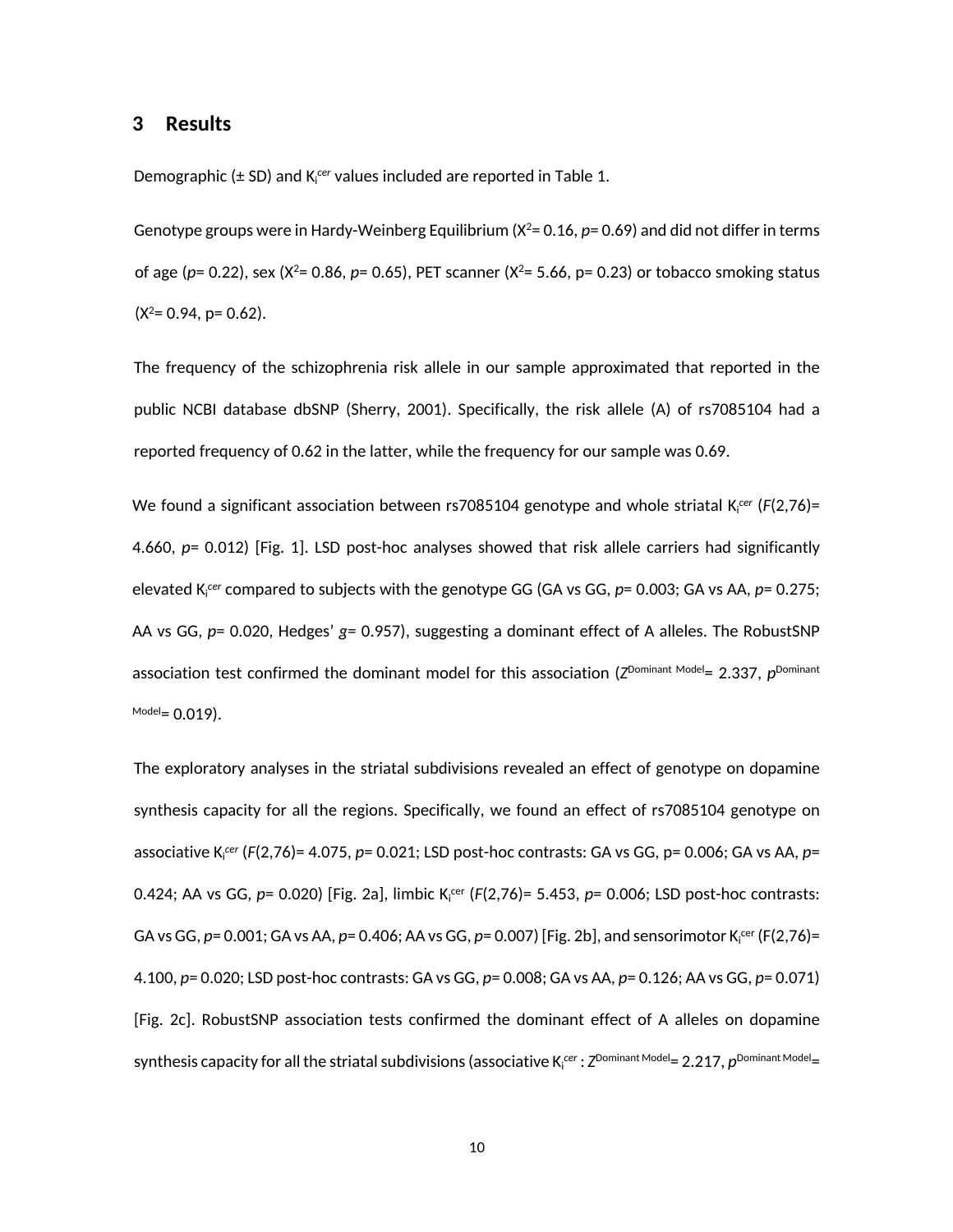## 3 Results

Demographic (± SD) and $K_i^{cer}$ values included are reported in Table 1.

Genotype groups were in Hardy-Weinberg Equilibrium ($X^2$= 0.16, *p*= 0.69) and did not differ in terms of age (*p*= 0.22), sex ($X^2$= 0.86, *p*= 0.65), PET scanner ($X^2$= 5.66, p= 0.23) or tobacco smoking status ($X^2$= 0.94, p= 0.62).

The frequency of the schizophrenia risk allele in our sample approximated that reported in the public NCBI database dbSNP (Sherry, 2001). Specifically, the risk allele (A) of rs7085104 had a reported frequency of 0.62 in the latter, while the frequency for our sample was 0.69.

We found a significant association between rs7085104 genotype and whole striatal $K_i^{cer}$ ($F(2,76)$= 4.660, *p*= 0.012) [Fig. 1]. LSD post-hoc analyses showed that risk allele carriers had significantly elevated $K_i^{cer}$ compared to subjects with the genotype GG (GA vs GG, *p*= 0.003; GA vs AA, *p*= 0.275; AA vs GG, *p*= 0.020, Hedges' *g*= 0.957), suggesting a dominant effect of A alleles. The RobustSNP association test confirmed the dominant model for this association ($Z^{\text{Dominant Model}}$= 2.337, $p^{\text{Dominant Model}}$= 0.019).

The exploratory analyses in the striatal subdivisions revealed an effect of genotype on dopamine synthesis capacity for all the regions. Specifically, we found an effect of rs7085104 genotype on associative $K_i^{cer}$ ($F(2,76)$= 4.075, *p*= 0.021; LSD post-hoc contrasts: GA vs GG, p= 0.006; GA vs AA, *p*= 0.424; AA vs GG, *p*= 0.020) [Fig. 2a], limbic $K_i^{cer}$ ($F(2,76)$= 5.453, *p*= 0.006; LSD post-hoc contrasts: GA vs GG, *p*= 0.001; GA vs AA, *p*= 0.406; AA vs GG, *p*= 0.007) [Fig. 2b], and sensorimotor $K_i^{cer}$ (F(2,76)= 4.100, *p*= 0.020; LSD post-hoc contrasts: GA vs GG, *p*= 0.008; GA vs AA, *p*= 0.126; AA vs GG, *p*= 0.071) [Fig. 2c]. RobustSNP association tests confirmed the dominant effect of A alleles on dopamine synthesis capacity for all the striatal subdivisions (associative $K_i^{cer}$ : $Z^{\text{Dominant Model}}$= 2.217, $p^{\text{Dominant Model}}$=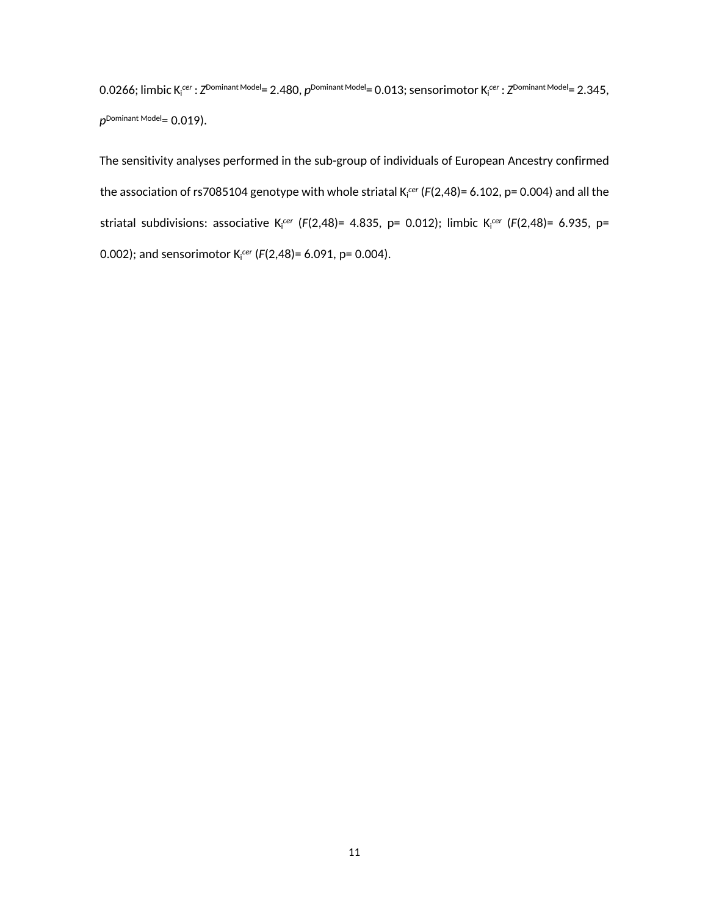0.0266; limbic $K_i^{cer}$ : $Z^{\text{Dominant Model}}$= 2.480, $p^{\text{Dominant Model}}$= 0.013; sensorimotor $K_i^{cer}$ : $Z^{\text{Dominant Model}}$= 2.345, $p^{\text{Dominant Model}}$= 0.019).

The sensitivity analyses performed in the sub-group of individuals of European Ancestry confirmed the association of rs7085104 genotype with whole striatal $K_i^{cer}$ ($F(2,48)$= 6.102, p= 0.004) and all the striatal subdivisions: associative $K_i^{cer}$ ($F(2,48)$= 4.835, p= 0.012); limbic $K_i^{cer}$ ($F(2,48)$= 6.935, p= 0.002); and sensorimotor $K_i^{cer}$ ($F(2,48)$= 6.091, p= 0.004).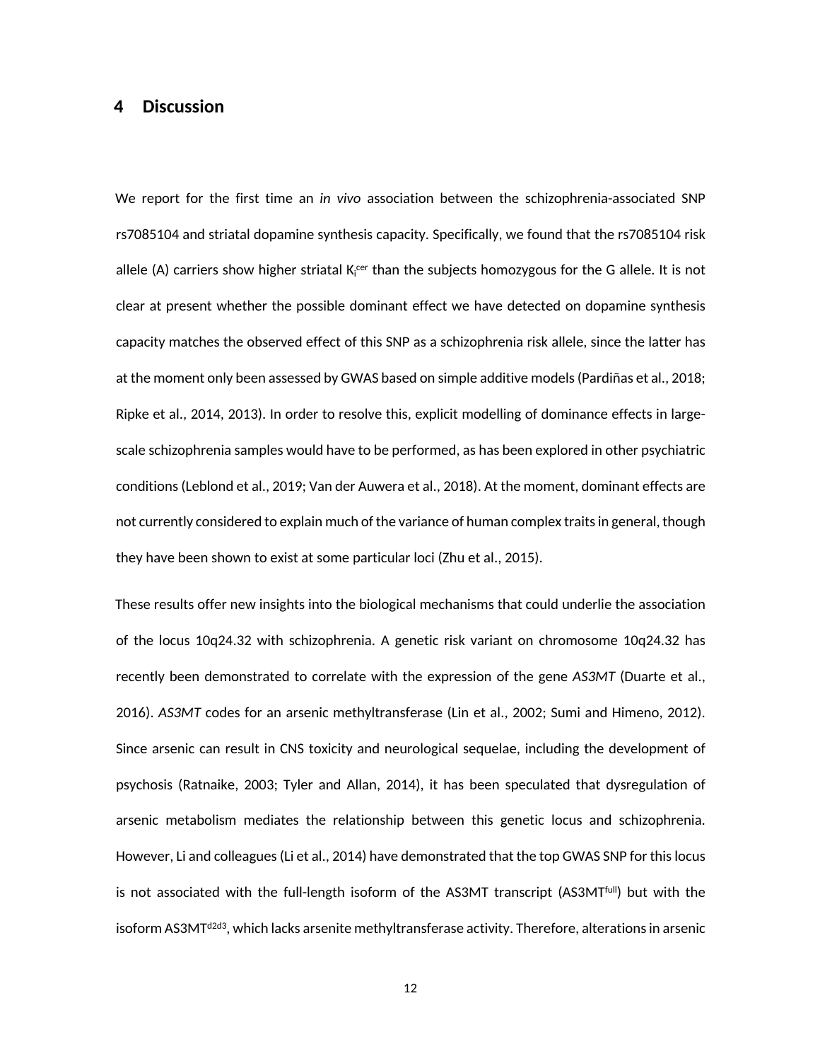## 4 Discussion

We report for the first time an *in vivo* association between the schizophrenia-associated SNP rs7085104 and striatal dopamine synthesis capacity. Specifically, we found that the rs7085104 risk allele (A) carriers show higher striatal $K_i^{cer}$ than the subjects homozygous for the G allele. It is not clear at present whether the possible dominant effect we have detected on dopamine synthesis capacity matches the observed effect of this SNP as a schizophrenia risk allele, since the latter has at the moment only been assessed by GWAS based on simple additive models (Pardiñas et al., 2018; Ripke et al., 2014, 2013). In order to resolve this, explicit modelling of dominance effects in large-scale schizophrenia samples would have to be performed, as has been explored in other psychiatric conditions (Leblond et al., 2019; Van der Auwera et al., 2018). At the moment, dominant effects are not currently considered to explain much of the variance of human complex traits in general, though they have been shown to exist at some particular loci (Zhu et al., 2015).

These results offer new insights into the biological mechanisms that could underlie the association of the locus 10q24.32 with schizophrenia. A genetic risk variant on chromosome 10q24.32 has recently been demonstrated to correlate with the expression of the gene *AS3MT* (Duarte et al., 2016). *AS3MT* codes for an arsenic methyltransferase (Lin et al., 2002; Sumi and Himeno, 2012). Since arsenic can result in CNS toxicity and neurological sequelae, including the development of psychosis (Ratnaike, 2003; Tyler and Allan, 2014), it has been speculated that dysregulation of arsenic metabolism mediates the relationship between this genetic locus and schizophrenia. However, Li and colleagues (Li et al., 2014) have demonstrated that the top GWAS SNP for this locus is not associated with the full-length isoform of the AS3MT transcript ($AS3MT^{full}$) but with the isoform $AS3MT^{d2d3}$, which lacks arsenite methyltransferase activity. Therefore, alterations in arsenic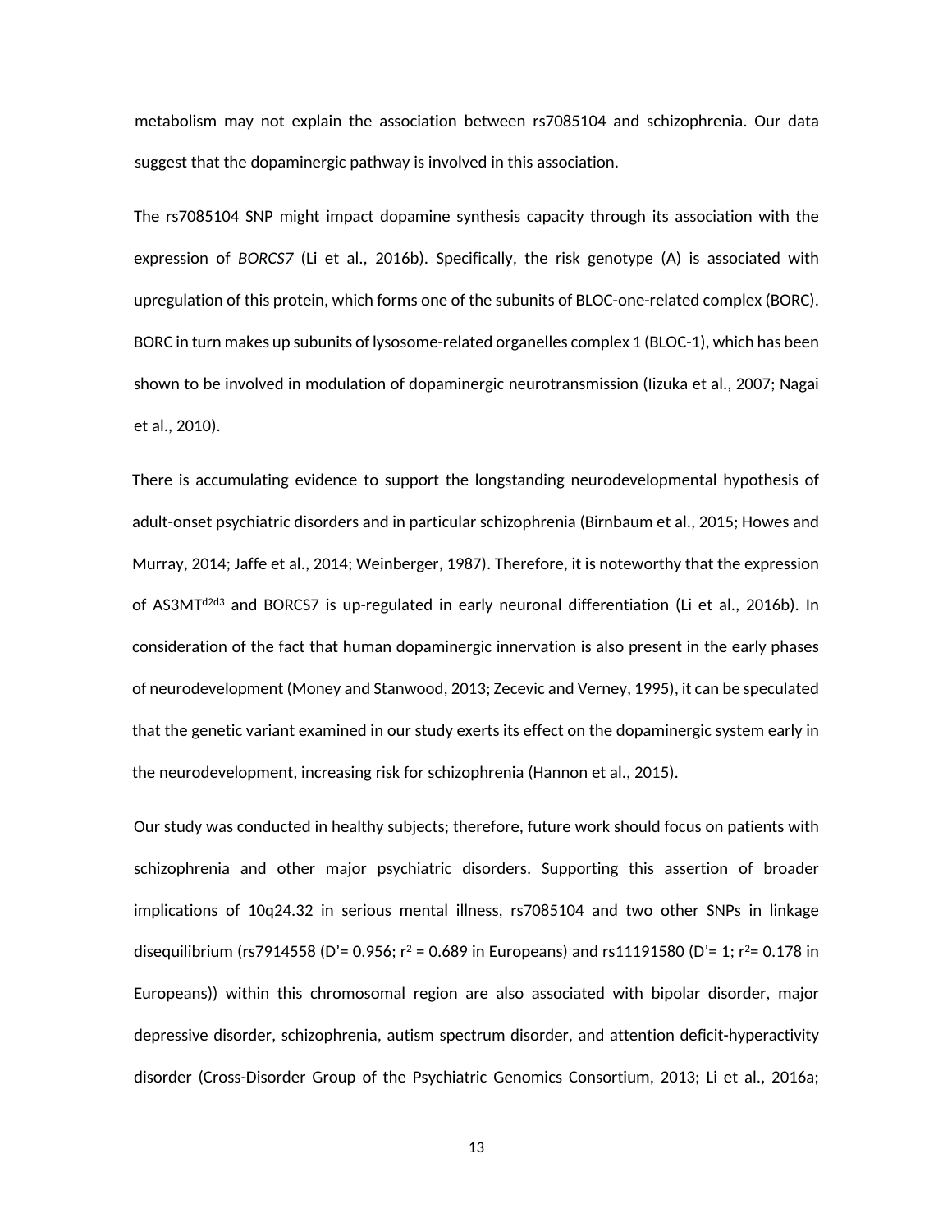metabolism may not explain the association between rs7085104 and schizophrenia. Our data suggest that the dopaminergic pathway is involved in this association.

The rs7085104 SNP might impact dopamine synthesis capacity through its association with the expression of *BORCS7* (Li et al., 2016b). Specifically, the risk genotype (A) is associated with upregulation of this protein, which forms one of the subunits of BLOC-one-related complex (BORC). BORC in turn makes up subunits of lysosome-related organelles complex 1 (BLOC-1), which has been shown to be involved in modulation of dopaminergic neurotransmission (Iizuka et al., 2007; Nagai et al., 2010).

There is accumulating evidence to support the longstanding neurodevelopmental hypothesis of adult-onset psychiatric disorders and in particular schizophrenia (Birnbaum et al., 2015; Howes and Murray, 2014; Jaffe et al., 2014; Weinberger, 1987). Therefore, it is noteworthy that the expression of AS3MT$^{d2d3}$ and BORCS7 is up-regulated in early neuronal differentiation (Li et al., 2016b). In consideration of the fact that human dopaminergic innervation is also present in the early phases of neurodevelopment (Money and Stanwood, 2013; Zecevic and Verney, 1995), it can be speculated that the genetic variant examined in our study exerts its effect on the dopaminergic system early in the neurodevelopment, increasing risk for schizophrenia (Hannon et al., 2015).

Our study was conducted in healthy subjects; therefore, future work should focus on patients with schizophrenia and other major psychiatric disorders. Supporting this assertion of broader implications of 10q24.32 in serious mental illness, rs7085104 and two other SNPs in linkage disequilibrium (rs7914558 (D'= 0.956; $r^2$ = 0.689 in Europeans) and rs11191580 (D'= 1; $r^2$= 0.178 in Europeans)) within this chromosomal region are also associated with bipolar disorder, major depressive disorder, schizophrenia, autism spectrum disorder, and attention deficit-hyperactivity disorder (Cross-Disorder Group of the Psychiatric Genomics Consortium, 2013; Li et al., 2016a;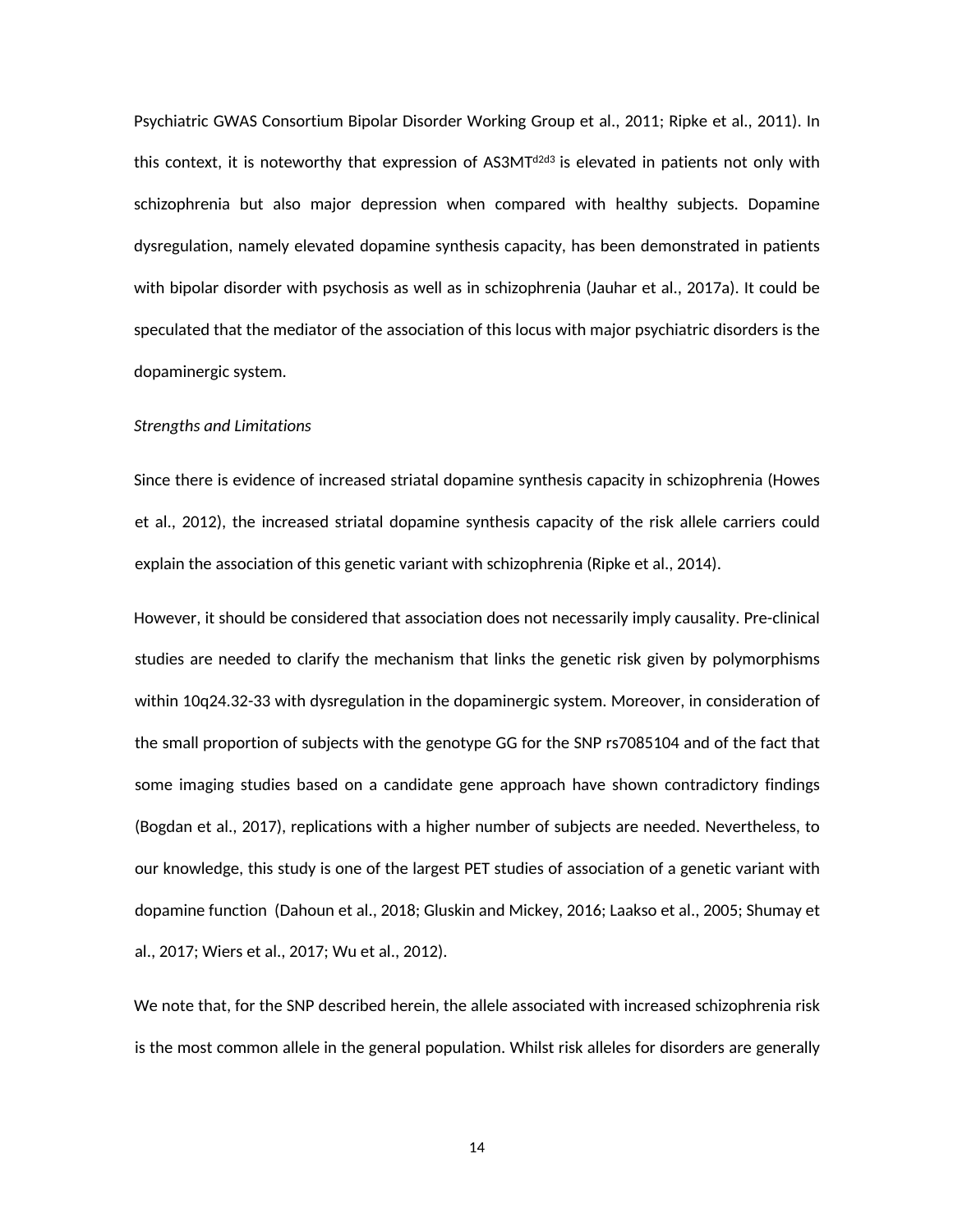Psychiatric GWAS Consortium Bipolar Disorder Working Group et al., 2011; Ripke et al., 2011). In this context, it is noteworthy that expression of AS3MT$^{d2d3}$ is elevated in patients not only with schizophrenia but also major depression when compared with healthy subjects. Dopamine dysregulation, namely elevated dopamine synthesis capacity, has been demonstrated in patients with bipolar disorder with psychosis as well as in schizophrenia (Jauhar et al., 2017a). It could be speculated that the mediator of the association of this locus with major psychiatric disorders is the dopaminergic system.

*Strengths and Limitations*

Since there is evidence of increased striatal dopamine synthesis capacity in schizophrenia (Howes et al., 2012), the increased striatal dopamine synthesis capacity of the risk allele carriers could explain the association of this genetic variant with schizophrenia (Ripke et al., 2014).

However, it should be considered that association does not necessarily imply causality. Pre-clinical studies are needed to clarify the mechanism that links the genetic risk given by polymorphisms within 10q24.32-33 with dysregulation in the dopaminergic system. Moreover, in consideration of the small proportion of subjects with the genotype GG for the SNP rs7085104 and of the fact that some imaging studies based on a candidate gene approach have shown contradictory findings (Bogdan et al., 2017), replications with a higher number of subjects are needed. Nevertheless, to our knowledge, this study is one of the largest PET studies of association of a genetic variant with dopamine function (Dahoun et al., 2018; Gluskin and Mickey, 2016; Laakso et al., 2005; Shumay et al., 2017; Wiers et al., 2017; Wu et al., 2012).

We note that, for the SNP described herein, the allele associated with increased schizophrenia risk is the most common allele in the general population. Whilst risk alleles for disorders are generally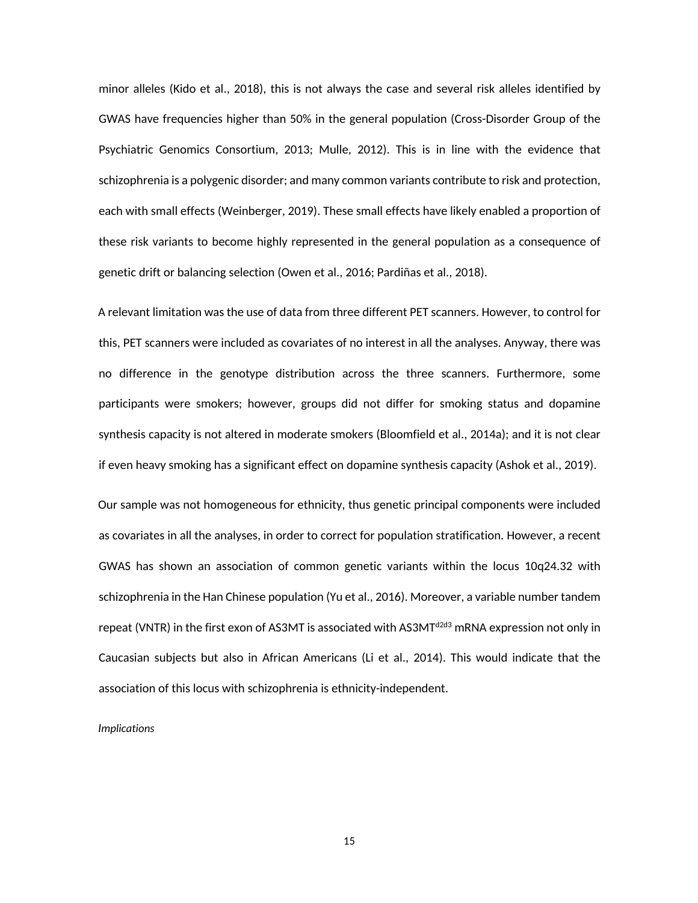minor alleles (Kido et al., 2018), this is not always the case and several risk alleles identified by GWAS have frequencies higher than 50% in the general population (Cross-Disorder Group of the Psychiatric Genomics Consortium, 2013; Mulle, 2012). This is in line with the evidence that schizophrenia is a polygenic disorder; and many common variants contribute to risk and protection, each with small effects (Weinberger, 2019). These small effects have likely enabled a proportion of these risk variants to become highly represented in the general population as a consequence of genetic drift or balancing selection (Owen et al., 2016; Pardiñas et al., 2018).

A relevant limitation was the use of data from three different PET scanners. However, to control for this, PET scanners were included as covariates of no interest in all the analyses. Anyway, there was no difference in the genotype distribution across the three scanners. Furthermore, some participants were smokers; however, groups did not differ for smoking status and dopamine synthesis capacity is not altered in moderate smokers (Bloomfield et al., 2014a); and it is not clear if even heavy smoking has a significant effect on dopamine synthesis capacity (Ashok et al., 2019).

Our sample was not homogeneous for ethnicity, thus genetic principal components were included as covariates in all the analyses, in order to correct for population stratification. However, a recent GWAS has shown an association of common genetic variants within the locus 10q24.32 with schizophrenia in the Han Chinese population (Yu et al., 2016). Moreover, a variable number tandem repeat (VNTR) in the first exon of AS3MT is associated with $AS3MT^{d2d3}$ mRNA expression not only in Caucasian subjects but also in African Americans (Li et al., 2014). This would indicate that the association of this locus with schizophrenia is ethnicity-independent.

*Implications*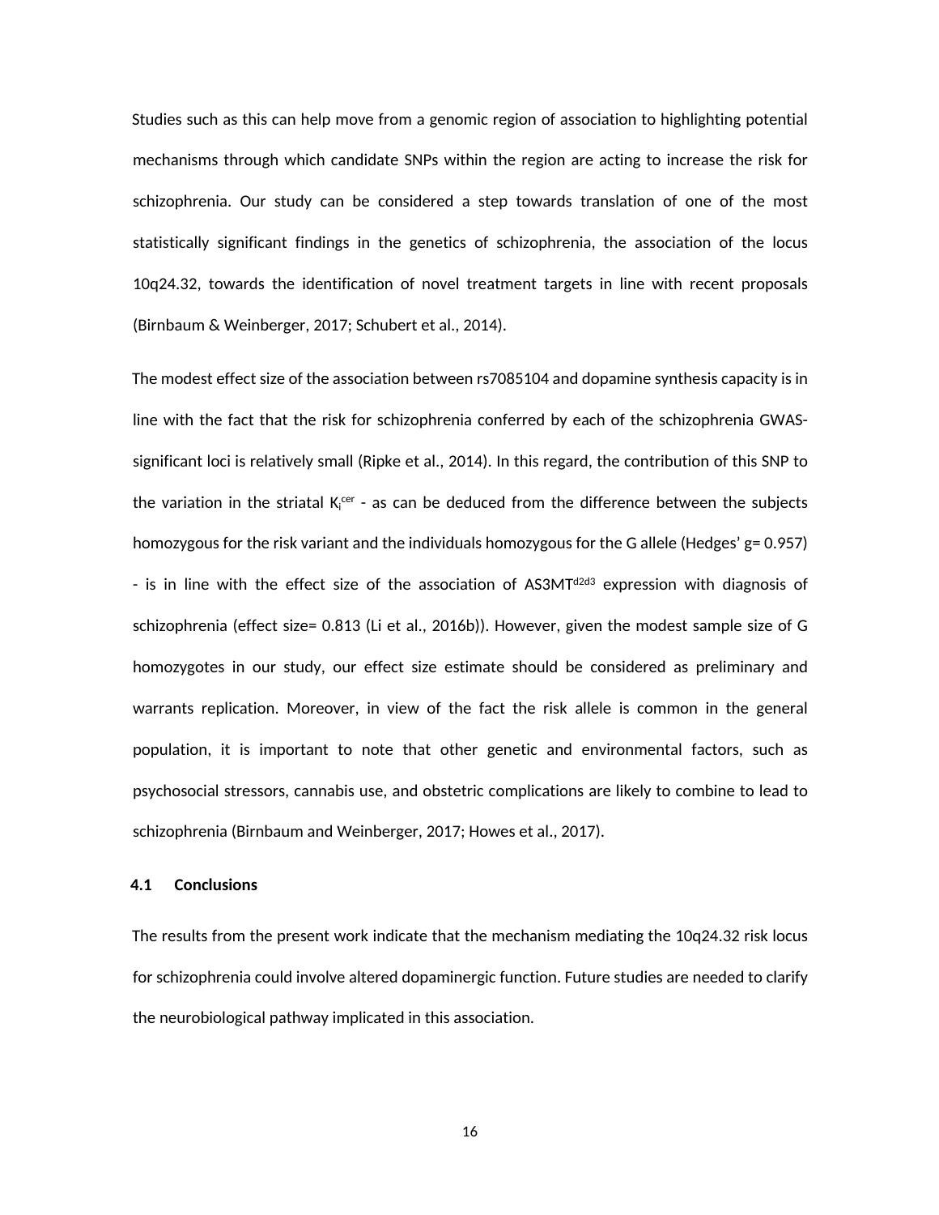Studies such as this can help move from a genomic region of association to highlighting potential mechanisms through which candidate SNPs within the region are acting to increase the risk for schizophrenia. Our study can be considered a step towards translation of one of the most statistically significant findings in the genetics of schizophrenia, the association of the locus 10q24.32, towards the identification of novel treatment targets in line with recent proposals (Birnbaum & Weinberger, 2017; Schubert et al., 2014).

The modest effect size of the association between rs7085104 and dopamine synthesis capacity is in line with the fact that the risk for schizophrenia conferred by each of the schizophrenia GWAS-significant loci is relatively small (Ripke et al., 2014). In this regard, the contribution of this SNP to the variation in the striatal $K_i^{cer}$ - as can be deduced from the difference between the subjects homozygous for the risk variant and the individuals homozygous for the G allele (Hedges' g= 0.957) - is in line with the effect size of the association of $AS3MT^{d2d3}$ expression with diagnosis of schizophrenia (effect size= 0.813 (Li et al., 2016b)). However, given the modest sample size of G homozygotes in our study, our effect size estimate should be considered as preliminary and warrants replication. Moreover, in view of the fact the risk allele is common in the general population, it is important to note that other genetic and environmental factors, such as psychosocial stressors, cannabis use, and obstetric complications are likely to combine to lead to schizophrenia (Birnbaum and Weinberger, 2017; Howes et al., 2017).

### 4.1 Conclusions

The results from the present work indicate that the mechanism mediating the 10q24.32 risk locus for schizophrenia could involve altered dopaminergic function. Future studies are needed to clarify the neurobiological pathway implicated in this association.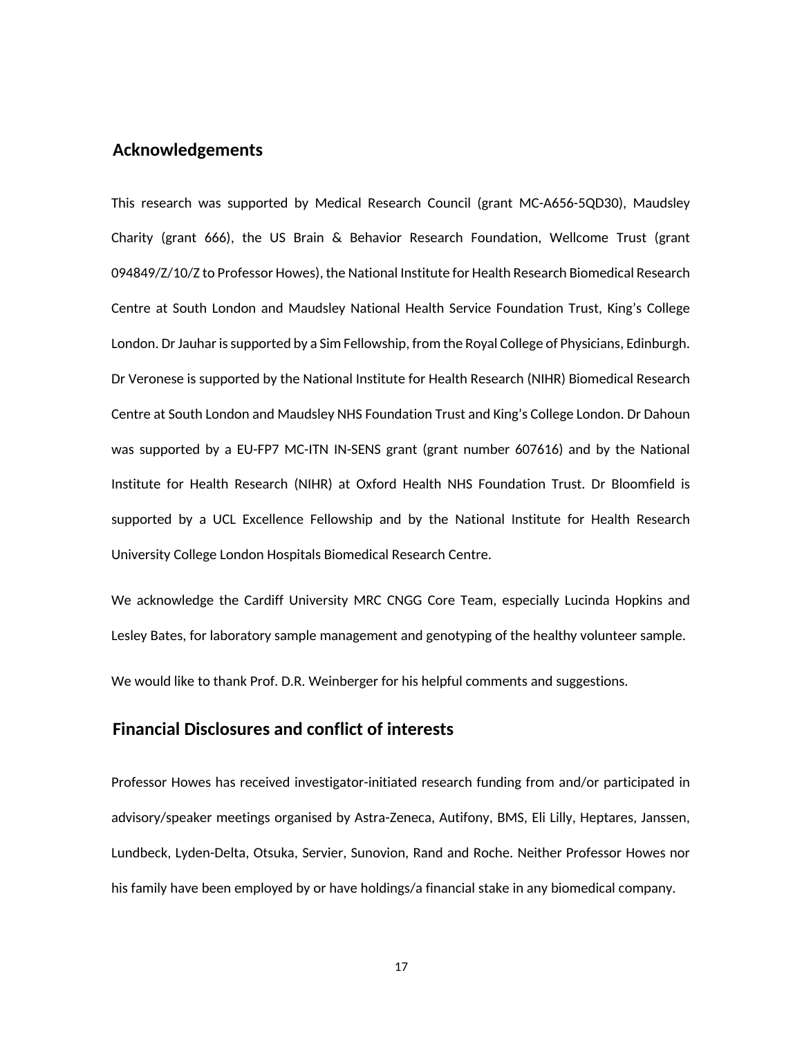## Acknowledgements

This research was supported by Medical Research Council (grant MC-A656-5QD30), Maudsley Charity (grant 666), the US Brain & Behavior Research Foundation, Wellcome Trust (grant 094849/Z/10/Z to Professor Howes), the National Institute for Health Research Biomedical Research Centre at South London and Maudsley National Health Service Foundation Trust, King's College London. Dr Jauhar is supported by a Sim Fellowship, from the Royal College of Physicians, Edinburgh. Dr Veronese is supported by the National Institute for Health Research (NIHR) Biomedical Research Centre at South London and Maudsley NHS Foundation Trust and King's College London. Dr Dahoun was supported by a EU-FP7 MC-ITN IN-SENS grant (grant number 607616) and by the National Institute for Health Research (NIHR) at Oxford Health NHS Foundation Trust. Dr Bloomfield is supported by a UCL Excellence Fellowship and by the National Institute for Health Research University College London Hospitals Biomedical Research Centre.

We acknowledge the Cardiff University MRC CNGG Core Team, especially Lucinda Hopkins and Lesley Bates, for laboratory sample management and genotyping of the healthy volunteer sample.

We would like to thank Prof. D.R. Weinberger for his helpful comments and suggestions.

## Financial Disclosures and conflict of interests

Professor Howes has received investigator-initiated research funding from and/or participated in advisory/speaker meetings organised by Astra-Zeneca, Autifony, BMS, Eli Lilly, Heptares, Janssen, Lundbeck, Lyden-Delta, Otsuka, Servier, Sunovion, Rand and Roche. Neither Professor Howes nor his family have been employed by or have holdings/a financial stake in any biomedical company.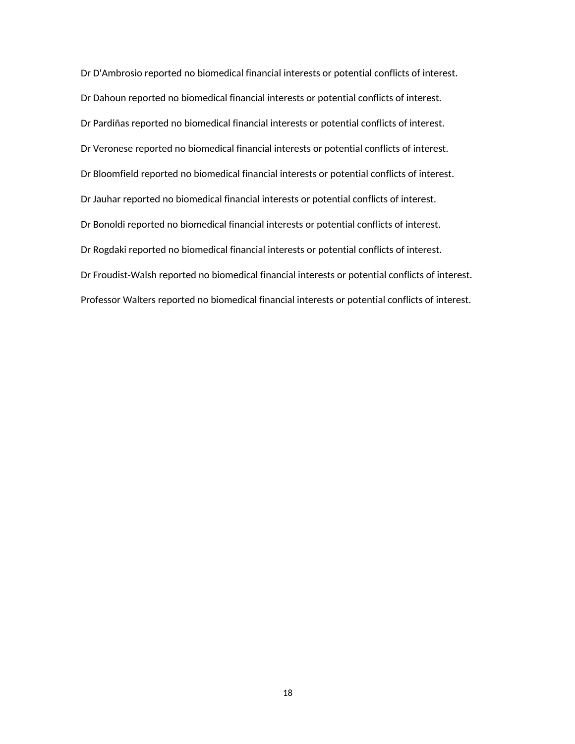Dr D'Ambrosio reported no biomedical financial interests or potential conflicts of interest.

Dr Dahoun reported no biomedical financial interests or potential conflicts of interest.

Dr Pardiñas reported no biomedical financial interests or potential conflicts of interest.

Dr Veronese reported no biomedical financial interests or potential conflicts of interest.

Dr Bloomfield reported no biomedical financial interests or potential conflicts of interest.

Dr Jauhar reported no biomedical financial interests or potential conflicts of interest.

Dr Bonoldi reported no biomedical financial interests or potential conflicts of interest.

Dr Rogdaki reported no biomedical financial interests or potential conflicts of interest.

Dr Froudist-Walsh reported no biomedical financial interests or potential conflicts of interest.

Professor Walters reported no biomedical financial interests or potential conflicts of interest.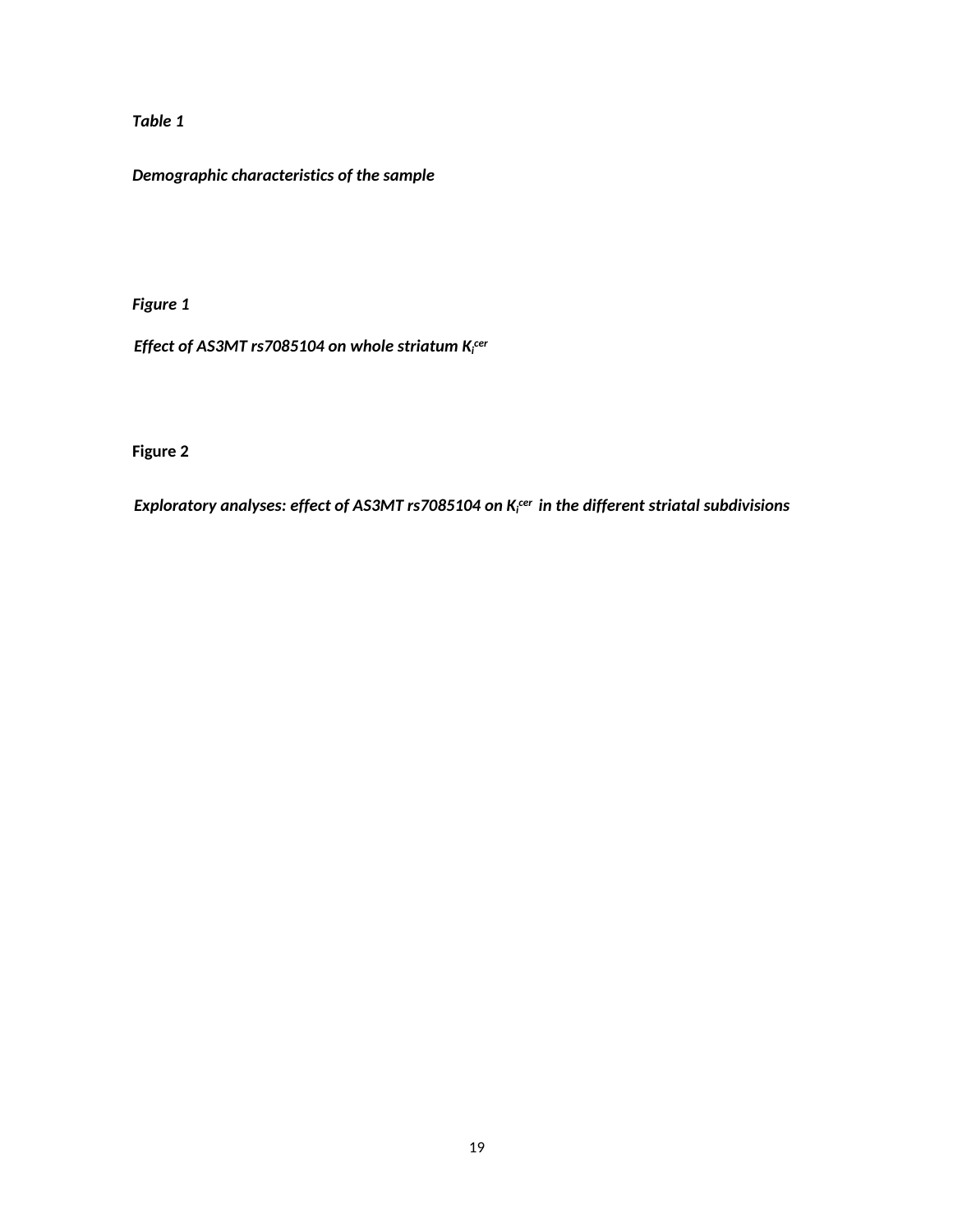*Table 1*

***Demographic characteristics of the sample***

*Figure 1*

***Effect of AS3MT rs7085104 on whole striatum $K_i^{cer}$***

**Figure 2**

***Exploratory analyses: effect of AS3MT rs7085104 on $K_i^{cer}$ in the different striatal subdivisions***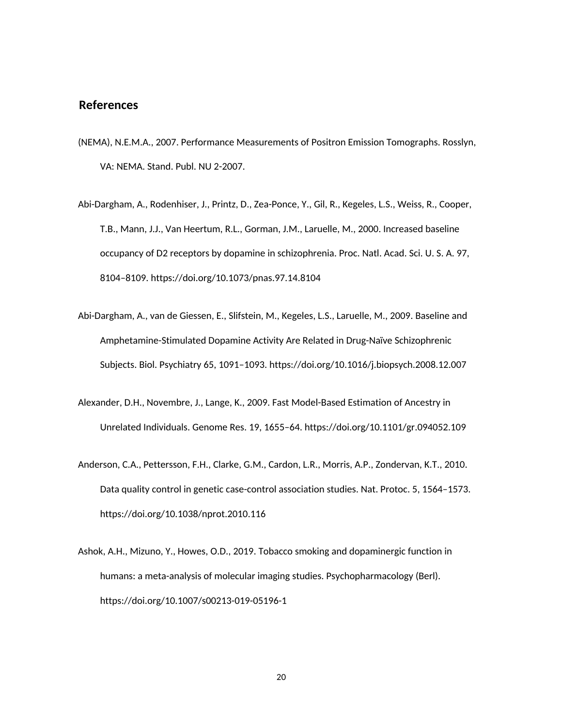## References

(NEMA), N.E.M.A., 2007. Performance Measurements of Positron Emission Tomographs. Rosslyn, VA: NEMA. Stand. Publ. NU 2-2007.

Abi-Dargham, A., Rodenhiser, J., Printz, D., Zea-Ponce, Y., Gil, R., Kegeles, L.S., Weiss, R., Cooper, T.B., Mann, J.J., Van Heertum, R.L., Gorman, J.M., Laruelle, M., 2000. Increased baseline occupancy of D2 receptors by dopamine in schizophrenia. Proc. Natl. Acad. Sci. U. S. A. 97, 8104–8109. https://doi.org/10.1073/pnas.97.14.8104

Abi-Dargham, A., van de Giessen, E., Slifstein, M., Kegeles, L.S., Laruelle, M., 2009. Baseline and Amphetamine-Stimulated Dopamine Activity Are Related in Drug-Naïve Schizophrenic Subjects. Biol. Psychiatry 65, 1091–1093. https://doi.org/10.1016/j.biopsych.2008.12.007

Alexander, D.H., Novembre, J., Lange, K., 2009. Fast Model-Based Estimation of Ancestry in Unrelated Individuals. Genome Res. 19, 1655–64. https://doi.org/10.1101/gr.094052.109

Anderson, C.A., Pettersson, F.H., Clarke, G.M., Cardon, L.R., Morris, A.P., Zondervan, K.T., 2010. Data quality control in genetic case-control association studies. Nat. Protoc. 5, 1564–1573. https://doi.org/10.1038/nprot.2010.116

Ashok, A.H., Mizuno, Y., Howes, O.D., 2019. Tobacco smoking and dopaminergic function in humans: a meta-analysis of molecular imaging studies. Psychopharmacology (Berl). https://doi.org/10.1007/s00213-019-05196-1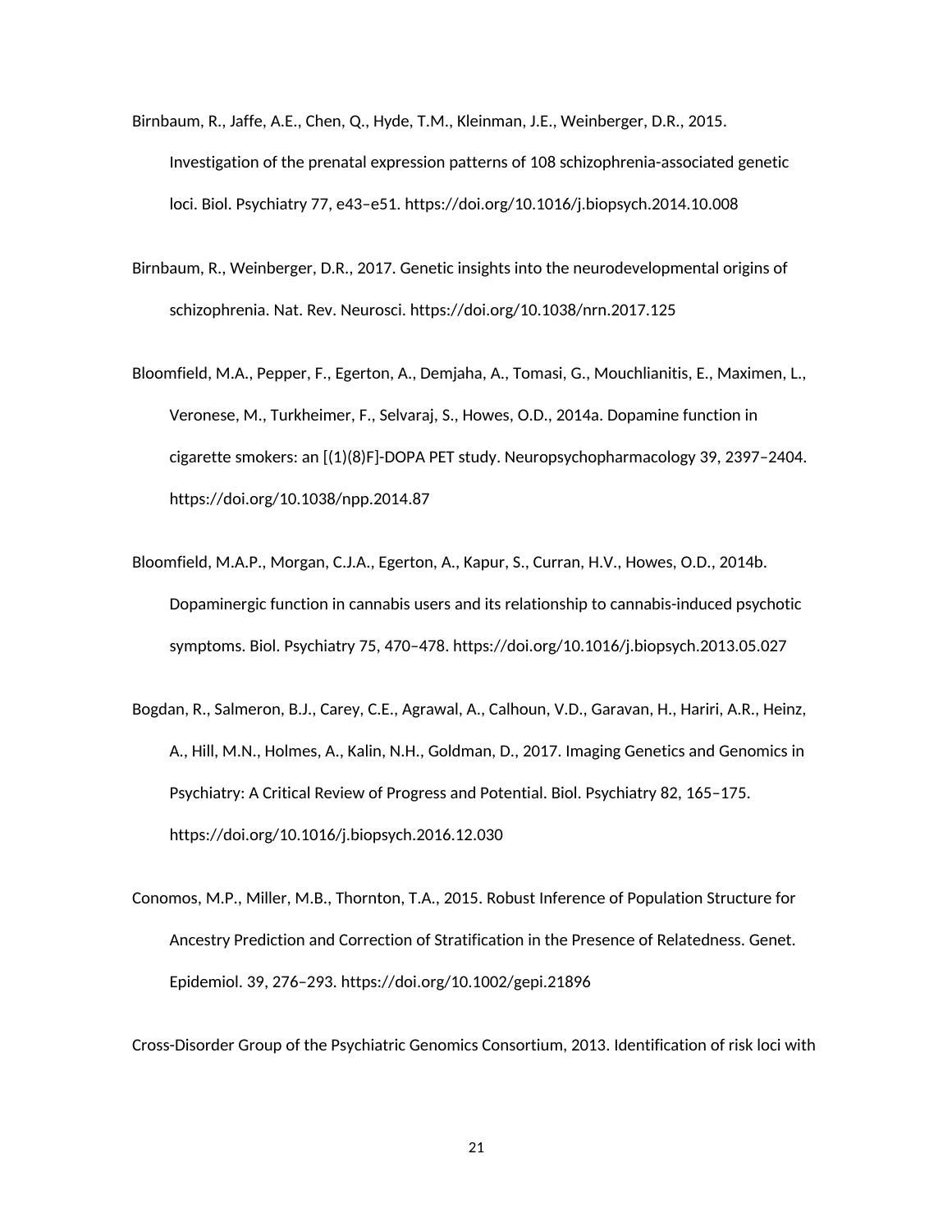Birnbaum, R., Jaffe, A.E., Chen, Q., Hyde, T.M., Kleinman, J.E., Weinberger, D.R., 2015. Investigation of the prenatal expression patterns of 108 schizophrenia-associated genetic loci. Biol. Psychiatry 77, e43–e51. https://doi.org/10.1016/j.biopsych.2014.10.008

Birnbaum, R., Weinberger, D.R., 2017. Genetic insights into the neurodevelopmental origins of schizophrenia. Nat. Rev. Neurosci. https://doi.org/10.1038/nrn.2017.125

Bloomfield, M.A., Pepper, F., Egerton, A., Demjaha, A., Tomasi, G., Mouchlianitis, E., Maximen, L., Veronese, M., Turkheimer, F., Selvaraj, S., Howes, O.D., 2014a. Dopamine function in cigarette smokers: an [(1)(8)F]-DOPA PET study. Neuropsychopharmacology 39, 2397–2404. https://doi.org/10.1038/npp.2014.87

Bloomfield, M.A.P., Morgan, C.J.A., Egerton, A., Kapur, S., Curran, H.V., Howes, O.D., 2014b. Dopaminergic function in cannabis users and its relationship to cannabis-induced psychotic symptoms. Biol. Psychiatry 75, 470–478. https://doi.org/10.1016/j.biopsych.2013.05.027

Bogdan, R., Salmeron, B.J., Carey, C.E., Agrawal, A., Calhoun, V.D., Garavan, H., Hariri, A.R., Heinz, A., Hill, M.N., Holmes, A., Kalin, N.H., Goldman, D., 2017. Imaging Genetics and Genomics in Psychiatry: A Critical Review of Progress and Potential. Biol. Psychiatry 82, 165–175. https://doi.org/10.1016/j.biopsych.2016.12.030

Conomos, M.P., Miller, M.B., Thornton, T.A., 2015. Robust Inference of Population Structure for Ancestry Prediction and Correction of Stratification in the Presence of Relatedness. Genet. Epidemiol. 39, 276–293. https://doi.org/10.1002/gepi.21896

Cross-Disorder Group of the Psychiatric Genomics Consortium, 2013. Identification of risk loci with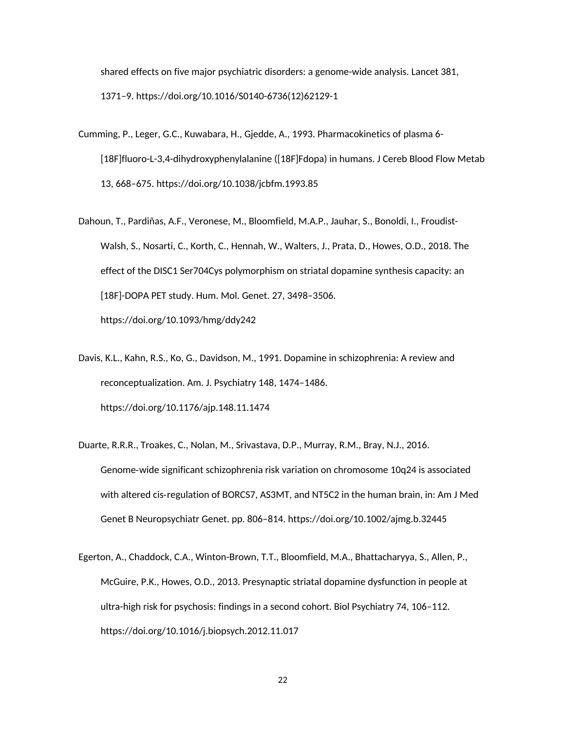shared effects on five major psychiatric disorders: a genome-wide analysis. Lancet 381, 1371–9. https://doi.org/10.1016/S0140-6736(12)62129-1

Cumming, P., Leger, G.C., Kuwabara, H., Gjedde, A., 1993. Pharmacokinetics of plasma 6-[18F]fluoro-L-3,4-dihydroxyphenylalanine ([18F]Fdopa) in humans. J Cereb Blood Flow Metab 13, 668–675. https://doi.org/10.1038/jcbfm.1993.85

Dahoun, T., Pardiñas, A.F., Veronese, M., Bloomfield, M.A.P., Jauhar, S., Bonoldi, I., Froudist-Walsh, S., Nosarti, C., Korth, C., Hennah, W., Walters, J., Prata, D., Howes, O.D., 2018. The effect of the DISC1 Ser704Cys polymorphism on striatal dopamine synthesis capacity: an [18F]-DOPA PET study. Hum. Mol. Genet. 27, 3498–3506. https://doi.org/10.1093/hmg/ddy242

Davis, K.L., Kahn, R.S., Ko, G., Davidson, M., 1991. Dopamine in schizophrenia: A review and reconceptualization. Am. J. Psychiatry 148, 1474–1486. https://doi.org/10.1176/ajp.148.11.1474

Duarte, R.R.R., Troakes, C., Nolan, M., Srivastava, D.P., Murray, R.M., Bray, N.J., 2016. Genome-wide significant schizophrenia risk variation on chromosome 10q24 is associated with altered cis-regulation of BORCS7, AS3MT, and NT5C2 in the human brain, in: Am J Med Genet B Neuropsychiatr Genet. pp. 806–814. https://doi.org/10.1002/ajmg.b.32445

Egerton, A., Chaddock, C.A., Winton-Brown, T.T., Bloomfield, M.A., Bhattacharyya, S., Allen, P., McGuire, P.K., Howes, O.D., 2013. Presynaptic striatal dopamine dysfunction in people at ultra-high risk for psychosis: findings in a second cohort. Biol Psychiatry 74, 106–112. https://doi.org/10.1016/j.biopsych.2012.11.017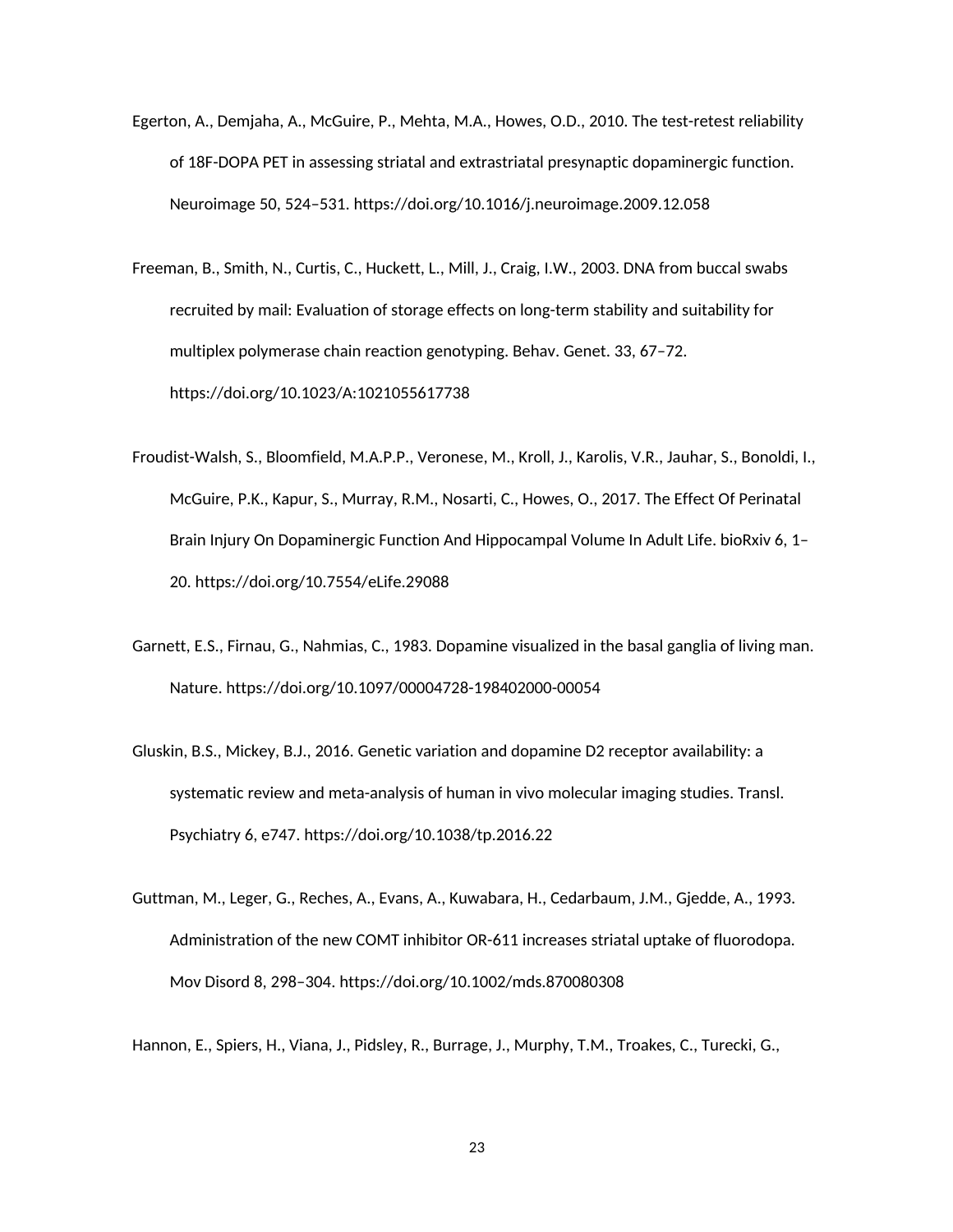Egerton, A., Demjaha, A., McGuire, P., Mehta, M.A., Howes, O.D., 2010. The test-retest reliability of 18F-DOPA PET in assessing striatal and extrastriatal presynaptic dopaminergic function. Neuroimage 50, 524–531. https://doi.org/10.1016/j.neuroimage.2009.12.058

Freeman, B., Smith, N., Curtis, C., Huckett, L., Mill, J., Craig, I.W., 2003. DNA from buccal swabs recruited by mail: Evaluation of storage effects on long-term stability and suitability for multiplex polymerase chain reaction genotyping. Behav. Genet. 33, 67–72. https://doi.org/10.1023/A:1021055617738

Froudist-Walsh, S., Bloomfield, M.A.P.P., Veronese, M., Kroll, J., Karolis, V.R., Jauhar, S., Bonoldi, I., McGuire, P.K., Kapur, S., Murray, R.M., Nosarti, C., Howes, O., 2017. The Effect Of Perinatal Brain Injury On Dopaminergic Function And Hippocampal Volume In Adult Life. bioRxiv 6, 1–20. https://doi.org/10.7554/eLife.29088

Garnett, E.S., Firnau, G., Nahmias, C., 1983. Dopamine visualized in the basal ganglia of living man. Nature. https://doi.org/10.1097/00004728-198402000-00054

Gluskin, B.S., Mickey, B.J., 2016. Genetic variation and dopamine D2 receptor availability: a systematic review and meta-analysis of human in vivo molecular imaging studies. Transl. Psychiatry 6, e747. https://doi.org/10.1038/tp.2016.22

Guttman, M., Leger, G., Reches, A., Evans, A., Kuwabara, H., Cedarbaum, J.M., Gjedde, A., 1993. Administration of the new COMT inhibitor OR-611 increases striatal uptake of fluorodopa. Mov Disord 8, 298–304. https://doi.org/10.1002/mds.870080308

Hannon, E., Spiers, H., Viana, J., Pidsley, R., Burrage, J., Murphy, T.M., Troakes, C., Turecki, G.,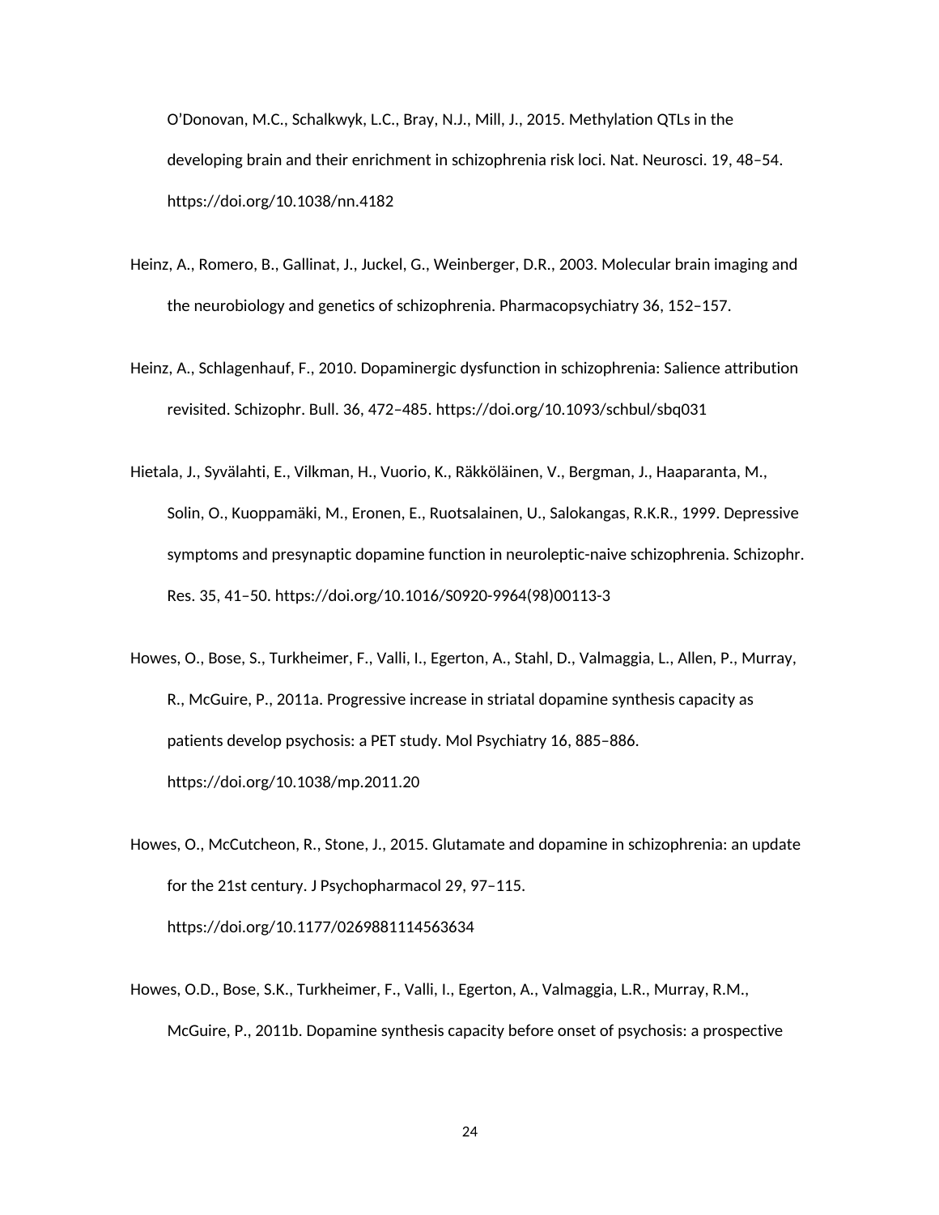O'Donovan, M.C., Schalkwyk, L.C., Bray, N.J., Mill, J., 2015. Methylation QTLs in the developing brain and their enrichment in schizophrenia risk loci. Nat. Neurosci. 19, 48–54. https://doi.org/10.1038/nn.4182

Heinz, A., Romero, B., Gallinat, J., Juckel, G., Weinberger, D.R., 2003. Molecular brain imaging and the neurobiology and genetics of schizophrenia. Pharmacopsychiatry 36, 152–157.

Heinz, A., Schlagenhauf, F., 2010. Dopaminergic dysfunction in schizophrenia: Salience attribution revisited. Schizophr. Bull. 36, 472–485. https://doi.org/10.1093/schbul/sbq031

Hietala, J., Syvälahti, E., Vilkman, H., Vuorio, K., Räkköläinen, V., Bergman, J., Haaparanta, M., Solin, O., Kuoppamäki, M., Eronen, E., Ruotsalainen, U., Salokangas, R.K.R., 1999. Depressive symptoms and presynaptic dopamine function in neuroleptic-naive schizophrenia. Schizophr. Res. 35, 41–50. https://doi.org/10.1016/S0920-9964(98)00113-3

Howes, O., Bose, S., Turkheimer, F., Valli, I., Egerton, A., Stahl, D., Valmaggia, L., Allen, P., Murray, R., McGuire, P., 2011a. Progressive increase in striatal dopamine synthesis capacity as patients develop psychosis: a PET study. Mol Psychiatry 16, 885–886. https://doi.org/10.1038/mp.2011.20

Howes, O., McCutcheon, R., Stone, J., 2015. Glutamate and dopamine in schizophrenia: an update for the 21st century. J Psychopharmacol 29, 97–115. https://doi.org/10.1177/0269881114563634

Howes, O.D., Bose, S.K., Turkheimer, F., Valli, I., Egerton, A., Valmaggia, L.R., Murray, R.M., McGuire, P., 2011b. Dopamine synthesis capacity before onset of psychosis: a prospective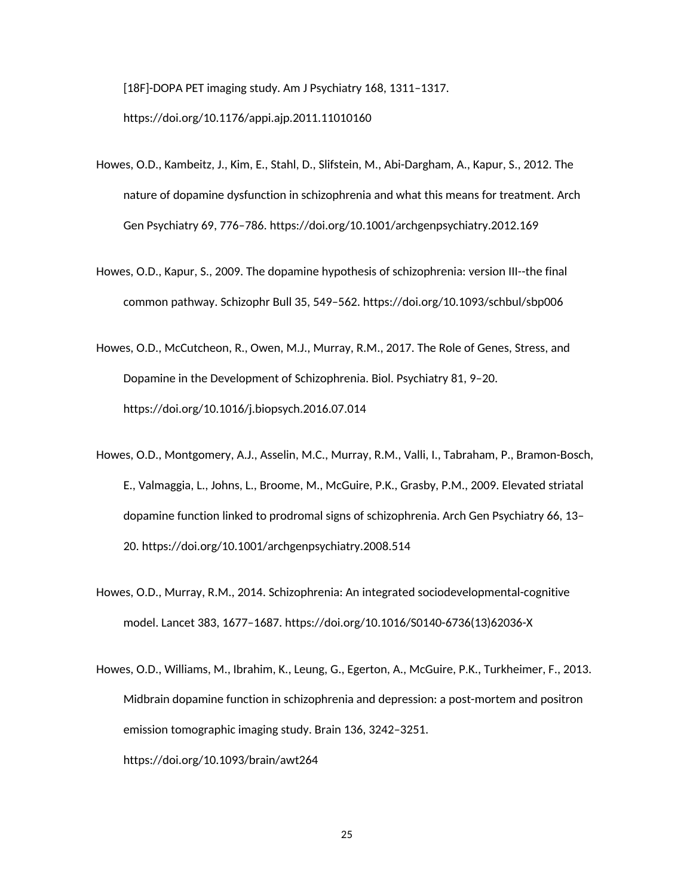[18F]-DOPA PET imaging study. Am J Psychiatry 168, 1311–1317. https://doi.org/10.1176/appi.ajp.2011.11010160

Howes, O.D., Kambeitz, J., Kim, E., Stahl, D., Slifstein, M., Abi-Dargham, A., Kapur, S., 2012. The nature of dopamine dysfunction in schizophrenia and what this means for treatment. Arch Gen Psychiatry 69, 776–786. https://doi.org/10.1001/archgenpsychiatry.2012.169

Howes, O.D., Kapur, S., 2009. The dopamine hypothesis of schizophrenia: version III--the final common pathway. Schizophr Bull 35, 549–562. https://doi.org/10.1093/schbul/sbp006

Howes, O.D., McCutcheon, R., Owen, M.J., Murray, R.M., 2017. The Role of Genes, Stress, and Dopamine in the Development of Schizophrenia. Biol. Psychiatry 81, 9–20. https://doi.org/10.1016/j.biopsych.2016.07.014

Howes, O.D., Montgomery, A.J., Asselin, M.C., Murray, R.M., Valli, I., Tabraham, P., Bramon-Bosch, E., Valmaggia, L., Johns, L., Broome, M., McGuire, P.K., Grasby, P.M., 2009. Elevated striatal dopamine function linked to prodromal signs of schizophrenia. Arch Gen Psychiatry 66, 13–20. https://doi.org/10.1001/archgenpsychiatry.2008.514

Howes, O.D., Murray, R.M., 2014. Schizophrenia: An integrated sociodevelopmental-cognitive model. Lancet 383, 1677–1687. https://doi.org/10.1016/S0140-6736(13)62036-X

Howes, O.D., Williams, M., Ibrahim, K., Leung, G., Egerton, A., McGuire, P.K., Turkheimer, F., 2013. Midbrain dopamine function in schizophrenia and depression: a post-mortem and positron emission tomographic imaging study. Brain 136, 3242–3251. https://doi.org/10.1093/brain/awt264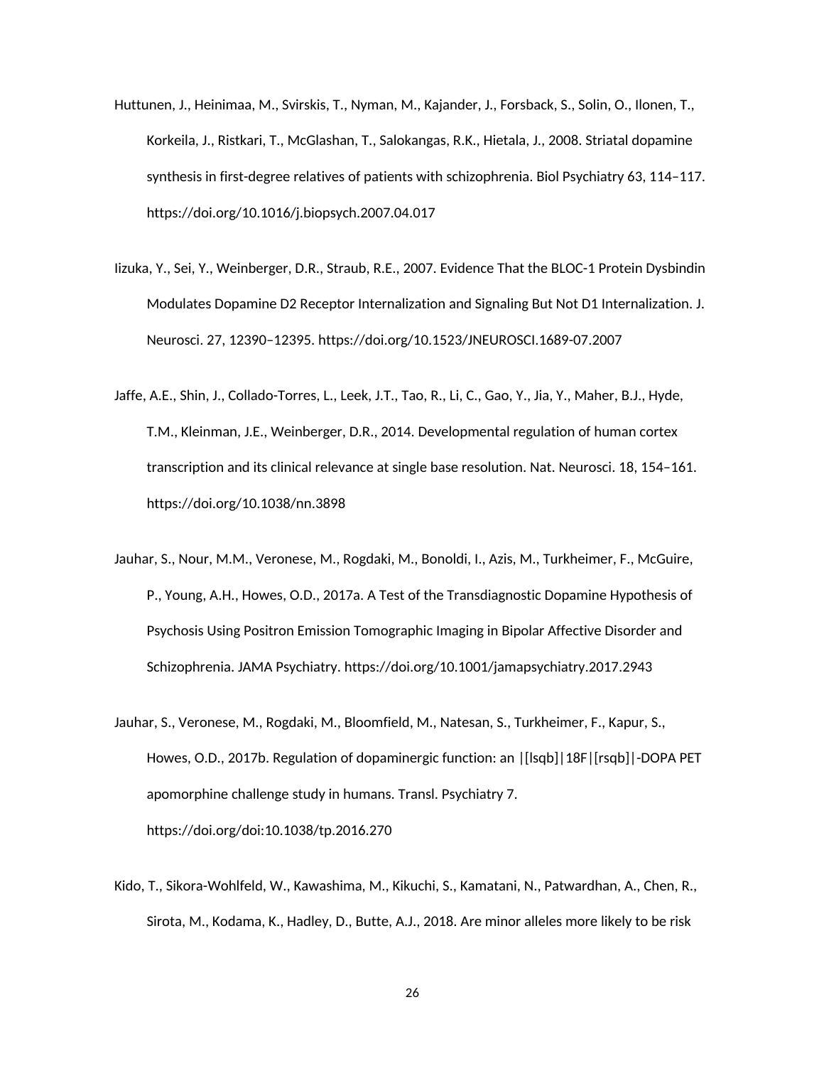Huttunen, J., Heinimaa, M., Svirskis, T., Nyman, M., Kajander, J., Forsback, S., Solin, O., Ilonen, T., Korkeila, J., Ristkari, T., McGlashan, T., Salokangas, R.K., Hietala, J., 2008. Striatal dopamine synthesis in first-degree relatives of patients with schizophrenia. Biol Psychiatry 63, 114–117. https://doi.org/10.1016/j.biopsych.2007.04.017

Iizuka, Y., Sei, Y., Weinberger, D.R., Straub, R.E., 2007. Evidence That the BLOC-1 Protein Dysbindin Modulates Dopamine D2 Receptor Internalization and Signaling But Not D1 Internalization. J. Neurosci. 27, 12390–12395. https://doi.org/10.1523/JNEUROSCI.1689-07.2007

Jaffe, A.E., Shin, J., Collado-Torres, L., Leek, J.T., Tao, R., Li, C., Gao, Y., Jia, Y., Maher, B.J., Hyde, T.M., Kleinman, J.E., Weinberger, D.R., 2014. Developmental regulation of human cortex transcription and its clinical relevance at single base resolution. Nat. Neurosci. 18, 154–161. https://doi.org/10.1038/nn.3898

Jauhar, S., Nour, M.M., Veronese, M., Rogdaki, M., Bonoldi, I., Azis, M., Turkheimer, F., McGuire, P., Young, A.H., Howes, O.D., 2017a. A Test of the Transdiagnostic Dopamine Hypothesis of Psychosis Using Positron Emission Tomographic Imaging in Bipolar Affective Disorder and Schizophrenia. JAMA Psychiatry. https://doi.org/10.1001/jamapsychiatry.2017.2943

Jauhar, S., Veronese, M., Rogdaki, M., Bloomfield, M., Natesan, S., Turkheimer, F., Kapur, S., Howes, O.D., 2017b. Regulation of dopaminergic function: an |[lsqb]|18F|[rsqb]|-DOPA PET apomorphine challenge study in humans. Transl. Psychiatry 7. https://doi.org/doi:10.1038/tp.2016.270

Kido, T., Sikora-Wohlfeld, W., Kawashima, M., Kikuchi, S., Kamatani, N., Patwardhan, A., Chen, R., Sirota, M., Kodama, K., Hadley, D., Butte, A.J., 2018. Are minor alleles more likely to be risk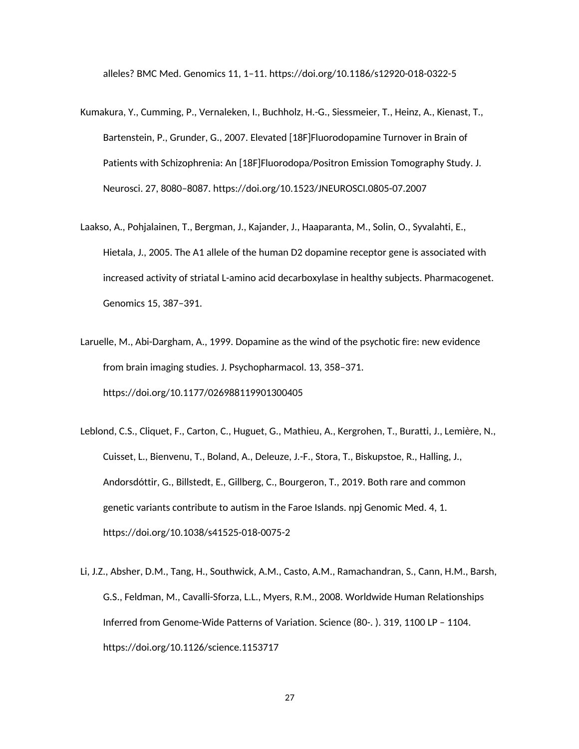alleles? BMC Med. Genomics 11, 1–11. https://doi.org/10.1186/s12920-018-0322-5

Kumakura, Y., Cumming, P., Vernaleken, I., Buchholz, H.-G., Siessmeier, T., Heinz, A., Kienast, T., Bartenstein, P., Grunder, G., 2007. Elevated [18F]Fluorodopamine Turnover in Brain of Patients with Schizophrenia: An [18F]Fluorodopa/Positron Emission Tomography Study. J. Neurosci. 27, 8080–8087. https://doi.org/10.1523/JNEUROSCI.0805-07.2007

Laakso, A., Pohjalainen, T., Bergman, J., Kajander, J., Haaparanta, M., Solin, O., Syvalahti, E., Hietala, J., 2005. The A1 allele of the human D2 dopamine receptor gene is associated with increased activity of striatal L-amino acid decarboxylase in healthy subjects. Pharmacogenet. Genomics 15, 387–391.

Laruelle, M., Abi-Dargham, A., 1999. Dopamine as the wind of the psychotic fire: new evidence from brain imaging studies. J. Psychopharmacol. 13, 358–371. https://doi.org/10.1177/026988119901300405

Leblond, C.S., Cliquet, F., Carton, C., Huguet, G., Mathieu, A., Kergrohen, T., Buratti, J., Lemière, N., Cuisset, L., Bienvenu, T., Boland, A., Deleuze, J.-F., Stora, T., Biskupstoe, R., Halling, J., Andorsdóttir, G., Billstedt, E., Gillberg, C., Bourgeron, T., 2019. Both rare and common genetic variants contribute to autism in the Faroe Islands. npj Genomic Med. 4, 1. https://doi.org/10.1038/s41525-018-0075-2

Li, J.Z., Absher, D.M., Tang, H., Southwick, A.M., Casto, A.M., Ramachandran, S., Cann, H.M., Barsh, G.S., Feldman, M., Cavalli-Sforza, L.L., Myers, R.M., 2008. Worldwide Human Relationships Inferred from Genome-Wide Patterns of Variation. Science (80-. ). 319, 1100 LP – 1104. https://doi.org/10.1126/science.1153717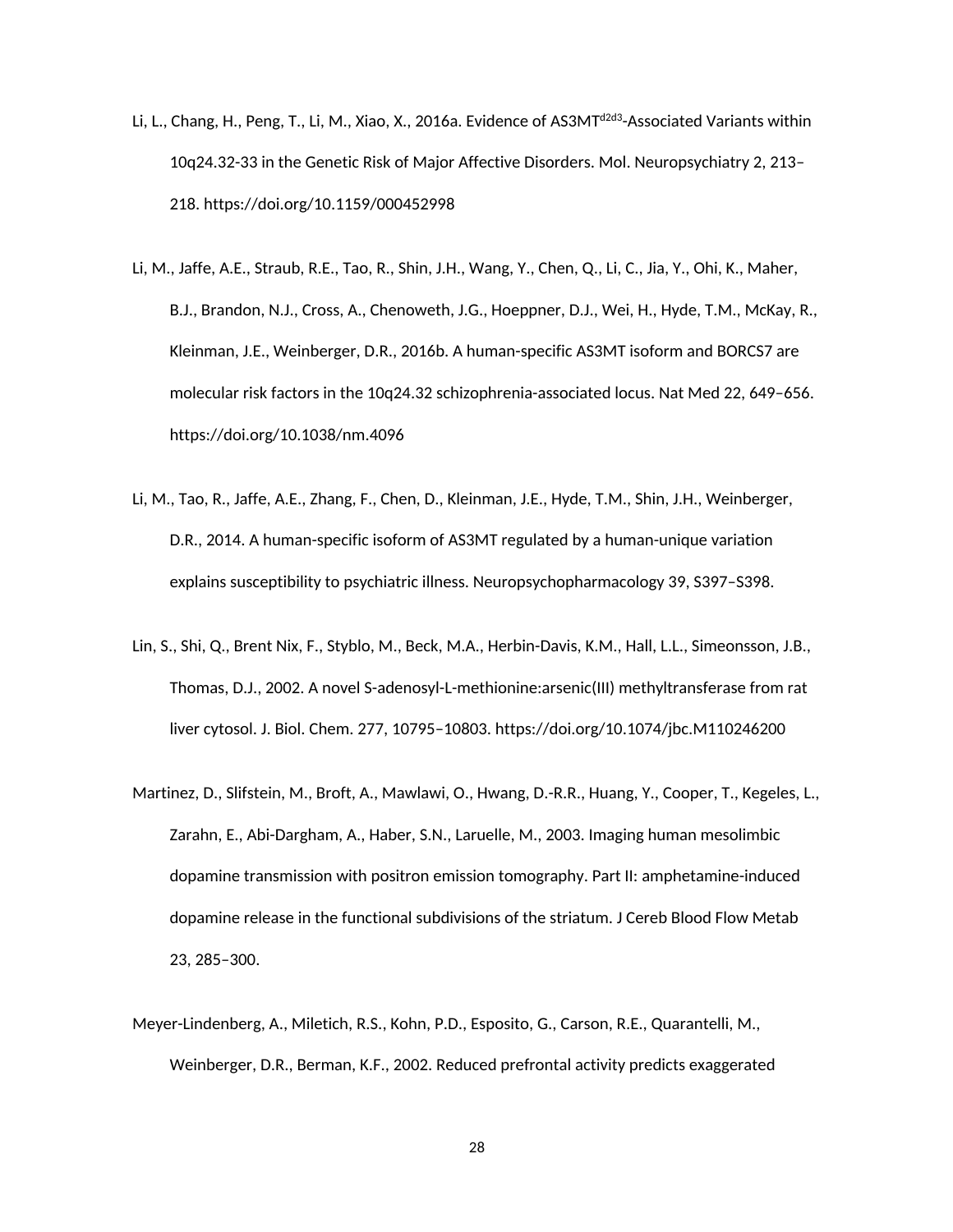Li, L., Chang, H., Peng, T., Li, M., Xiao, X., 2016a. Evidence of AS3MT$^{d2d3}$-Associated Variants within 10q24.32-33 in the Genetic Risk of Major Affective Disorders. Mol. Neuropsychiatry 2, 213–218. https://doi.org/10.1159/000452998

Li, M., Jaffe, A.E., Straub, R.E., Tao, R., Shin, J.H., Wang, Y., Chen, Q., Li, C., Jia, Y., Ohi, K., Maher, B.J., Brandon, N.J., Cross, A., Chenoweth, J.G., Hoeppner, D.J., Wei, H., Hyde, T.M., McKay, R., Kleinman, J.E., Weinberger, D.R., 2016b. A human-specific AS3MT isoform and BORCS7 are molecular risk factors in the 10q24.32 schizophrenia-associated locus. Nat Med 22, 649–656. https://doi.org/10.1038/nm.4096

Li, M., Tao, R., Jaffe, A.E., Zhang, F., Chen, D., Kleinman, J.E., Hyde, T.M., Shin, J.H., Weinberger, D.R., 2014. A human-specific isoform of AS3MT regulated by a human-unique variation explains susceptibility to psychiatric illness. Neuropsychopharmacology 39, S397–S398.

Lin, S., Shi, Q., Brent Nix, F., Styblo, M., Beck, M.A., Herbin-Davis, K.M., Hall, L.L., Simeonsson, J.B., Thomas, D.J., 2002. A novel S-adenosyl-L-methionine:arsenic(III) methyltransferase from rat liver cytosol. J. Biol. Chem. 277, 10795–10803. https://doi.org/10.1074/jbc.M110246200

Martinez, D., Slifstein, M., Broft, A., Mawlawi, O., Hwang, D.-R.R., Huang, Y., Cooper, T., Kegeles, L., Zarahn, E., Abi-Dargham, A., Haber, S.N., Laruelle, M., 2003. Imaging human mesolimbic dopamine transmission with positron emission tomography. Part II: amphetamine-induced dopamine release in the functional subdivisions of the striatum. J Cereb Blood Flow Metab 23, 285–300.

Meyer-Lindenberg, A., Miletich, R.S., Kohn, P.D., Esposito, G., Carson, R.E., Quarantelli, M., Weinberger, D.R., Berman, K.F., 2002. Reduced prefrontal activity predicts exaggerated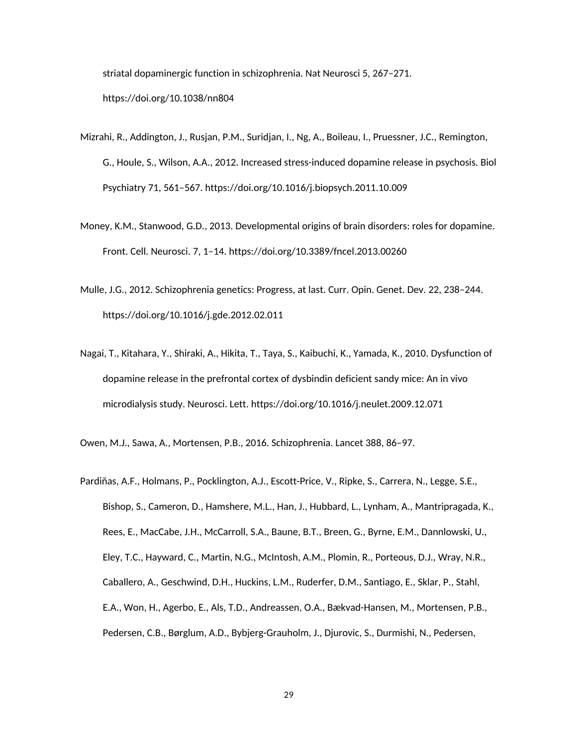striatal dopaminergic function in schizophrenia. Nat Neurosci 5, 267–271. https://doi.org/10.1038/nn804

Mizrahi, R., Addington, J., Rusjan, P.M., Suridjan, I., Ng, A., Boileau, I., Pruessner, J.C., Remington, G., Houle, S., Wilson, A.A., 2012. Increased stress-induced dopamine release in psychosis. Biol Psychiatry 71, 561–567. https://doi.org/10.1016/j.biopsych.2011.10.009

Money, K.M., Stanwood, G.D., 2013. Developmental origins of brain disorders: roles for dopamine. Front. Cell. Neurosci. 7, 1–14. https://doi.org/10.3389/fncel.2013.00260

Mulle, J.G., 2012. Schizophrenia genetics: Progress, at last. Curr. Opin. Genet. Dev. 22, 238–244. https://doi.org/10.1016/j.gde.2012.02.011

Nagai, T., Kitahara, Y., Shiraki, A., Hikita, T., Taya, S., Kaibuchi, K., Yamada, K., 2010. Dysfunction of dopamine release in the prefrontal cortex of dysbindin deficient sandy mice: An in vivo microdialysis study. Neurosci. Lett. https://doi.org/10.1016/j.neulet.2009.12.071

Owen, M.J., Sawa, A., Mortensen, P.B., 2016. Schizophrenia. Lancet 388, 86–97.

Pardiñas, A.F., Holmans, P., Pocklington, A.J., Escott-Price, V., Ripke, S., Carrera, N., Legge, S.E., Bishop, S., Cameron, D., Hamshere, M.L., Han, J., Hubbard, L., Lynham, A., Mantripragada, K., Rees, E., MacCabe, J.H., McCarroll, S.A., Baune, B.T., Breen, G., Byrne, E.M., Dannlowski, U., Eley, T.C., Hayward, C., Martin, N.G., McIntosh, A.M., Plomin, R., Porteous, D.J., Wray, N.R., Caballero, A., Geschwind, D.H., Huckins, L.M., Ruderfer, D.M., Santiago, E., Sklar, P., Stahl, E.A., Won, H., Agerbo, E., Als, T.D., Andreassen, O.A., Bækvad-Hansen, M., Mortensen, P.B., Pedersen, C.B., Børglum, A.D., Bybjerg-Grauholm, J., Djurovic, S., Durmishi, N., Pedersen,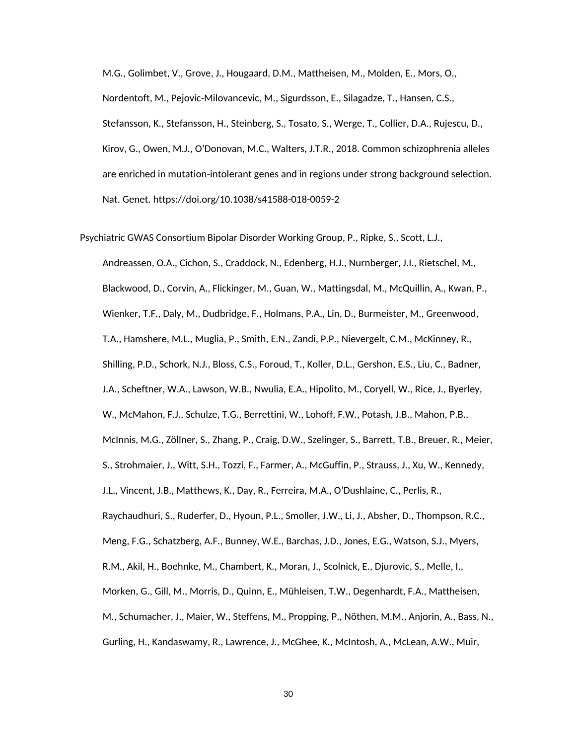M.G., Golimbet, V., Grove, J., Hougaard, D.M., Mattheisen, M., Molden, E., Mors, O., Nordentoft, M., Pejovic-Milovancevic, M., Sigurdsson, E., Silagadze, T., Hansen, C.S., Stefansson, K., Stefansson, H., Steinberg, S., Tosato, S., Werge, T., Collier, D.A., Rujescu, D., Kirov, G., Owen, M.J., O'Donovan, M.C., Walters, J.T.R., 2018. Common schizophrenia alleles are enriched in mutation-intolerant genes and in regions under strong background selection. Nat. Genet. https://doi.org/10.1038/s41588-018-0059-2

Psychiatric GWAS Consortium Bipolar Disorder Working Group, P., Ripke, S., Scott, L.J., Andreassen, O.A., Cichon, S., Craddock, N., Edenberg, H.J., Nurnberger, J.I., Rietschel, M., Blackwood, D., Corvin, A., Flickinger, M., Guan, W., Mattingsdal, M., McQuillin, A., Kwan, P., Wienker, T.F., Daly, M., Dudbridge, F., Holmans, P.A., Lin, D., Burmeister, M., Greenwood, T.A., Hamshere, M.L., Muglia, P., Smith, E.N., Zandi, P.P., Nievergelt, C.M., McKinney, R., Shilling, P.D., Schork, N.J., Bloss, C.S., Foroud, T., Koller, D.L., Gershon, E.S., Liu, C., Badner, J.A., Scheftner, W.A., Lawson, W.B., Nwulia, E.A., Hipolito, M., Coryell, W., Rice, J., Byerley, W., McMahon, F.J., Schulze, T.G., Berrettini, W., Lohoff, F.W., Potash, J.B., Mahon, P.B., McInnis, M.G., Zöllner, S., Zhang, P., Craig, D.W., Szelinger, S., Barrett, T.B., Breuer, R., Meier, S., Strohmaier, J., Witt, S.H., Tozzi, F., Farmer, A., McGuffin, P., Strauss, J., Xu, W., Kennedy, J.L., Vincent, J.B., Matthews, K., Day, R., Ferreira, M.A., O'Dushlaine, C., Perlis, R., Raychaudhuri, S., Ruderfer, D., Hyoun, P.L., Smoller, J.W., Li, J., Absher, D., Thompson, R.C., Meng, F.G., Schatzberg, A.F., Bunney, W.E., Barchas, J.D., Jones, E.G., Watson, S.J., Myers, R.M., Akil, H., Boehnke, M., Chambert, K., Moran, J., Scolnick, E., Djurovic, S., Melle, I., Morken, G., Gill, M., Morris, D., Quinn, E., Mühleisen, T.W., Degenhardt, F.A., Mattheisen, M., Schumacher, J., Maier, W., Steffens, M., Propping, P., Nöthen, M.M., Anjorin, A., Bass, N., Gurling, H., Kandaswamy, R., Lawrence, J., McGhee, K., McIntosh, A., McLean, A.W., Muir,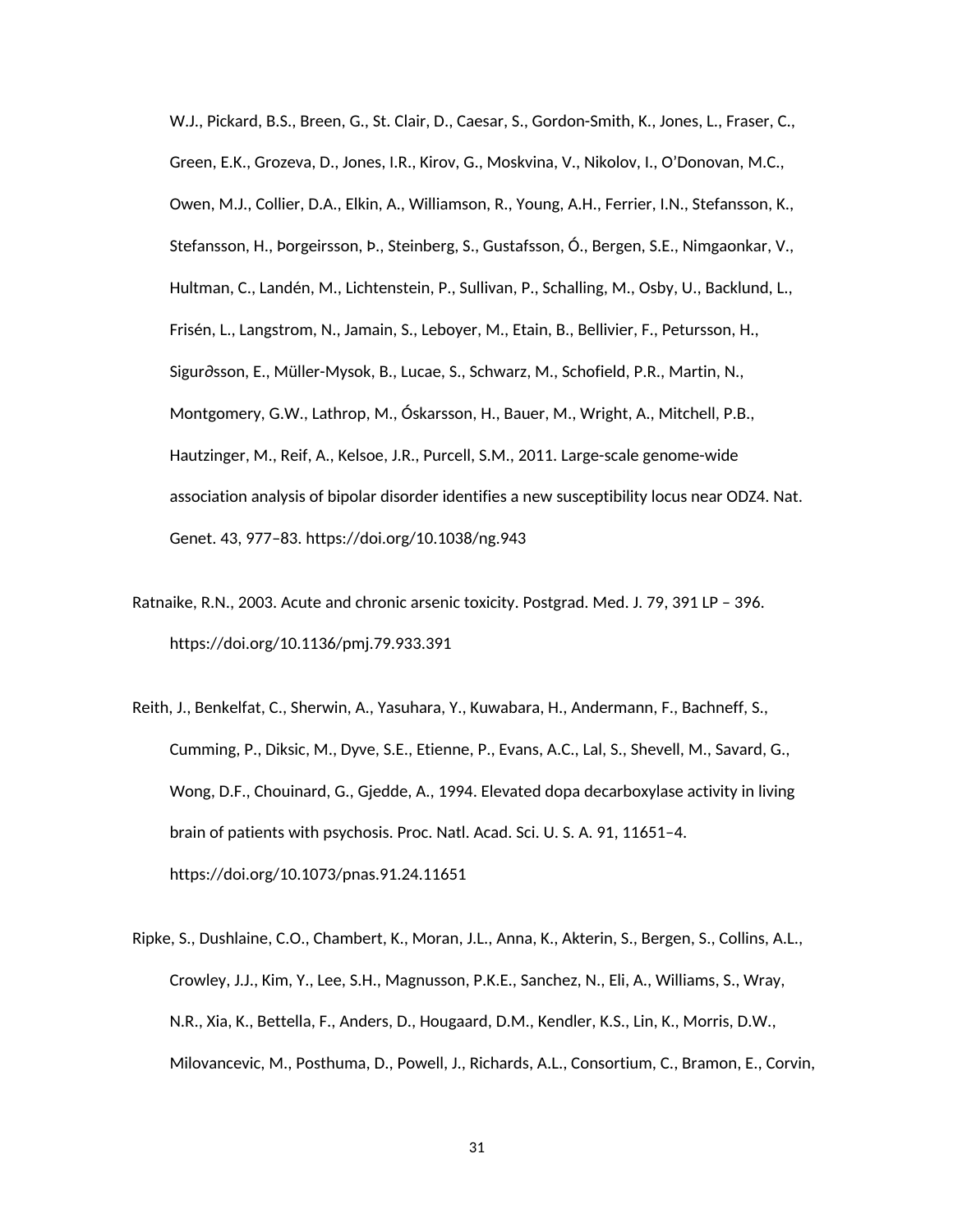W.J., Pickard, B.S., Breen, G., St. Clair, D., Caesar, S., Gordon-Smith, K., Jones, L., Fraser, C., Green, E.K., Grozeva, D., Jones, I.R., Kirov, G., Moskvina, V., Nikolov, I., O'Donovan, M.C., Owen, M.J., Collier, D.A., Elkin, A., Williamson, R., Young, A.H., Ferrier, I.N., Stefansson, K., Stefansson, H., Þorgeirsson, Þ., Steinberg, S., Gustafsson, Ó., Bergen, S.E., Nimgaonkar, V., Hultman, C., Landén, M., Lichtenstein, P., Sullivan, P., Schalling, M., Osby, U., Backlund, L., Frisén, L., Langstrom, N., Jamain, S., Leboyer, M., Etain, B., Bellivier, F., Petursson, H., Sigur∂sson, E., Müller-Mysok, B., Lucae, S., Schwarz, M., Schofield, P.R., Martin, N., Montgomery, G.W., Lathrop, M., Óskarsson, H., Bauer, M., Wright, A., Mitchell, P.B., Hautzinger, M., Reif, A., Kelsoe, J.R., Purcell, S.M., 2011. Large-scale genome-wide association analysis of bipolar disorder identifies a new susceptibility locus near ODZ4. Nat. Genet. 43, 977–83. https://doi.org/10.1038/ng.943

Ratnaike, R.N., 2003. Acute and chronic arsenic toxicity. Postgrad. Med. J. 79, 391 LP – 396. https://doi.org/10.1136/pmj.79.933.391

Reith, J., Benkelfat, C., Sherwin, A., Yasuhara, Y., Kuwabara, H., Andermann, F., Bachneff, S., Cumming, P., Diksic, M., Dyve, S.E., Etienne, P., Evans, A.C., Lal, S., Shevell, M., Savard, G., Wong, D.F., Chouinard, G., Gjedde, A., 1994. Elevated dopa decarboxylase activity in living brain of patients with psychosis. Proc. Natl. Acad. Sci. U. S. A. 91, 11651–4. https://doi.org/10.1073/pnas.91.24.11651

Ripke, S., Dushlaine, C.O., Chambert, K., Moran, J.L., Anna, K., Akterin, S., Bergen, S., Collins, A.L., Crowley, J.J., Kim, Y., Lee, S.H., Magnusson, P.K.E., Sanchez, N., Eli, A., Williams, S., Wray, N.R., Xia, K., Bettella, F., Anders, D., Hougaard, D.M., Kendler, K.S., Lin, K., Morris, D.W., Milovancevic, M., Posthuma, D., Powell, J., Richards, A.L., Consortium, C., Bramon, E., Corvin,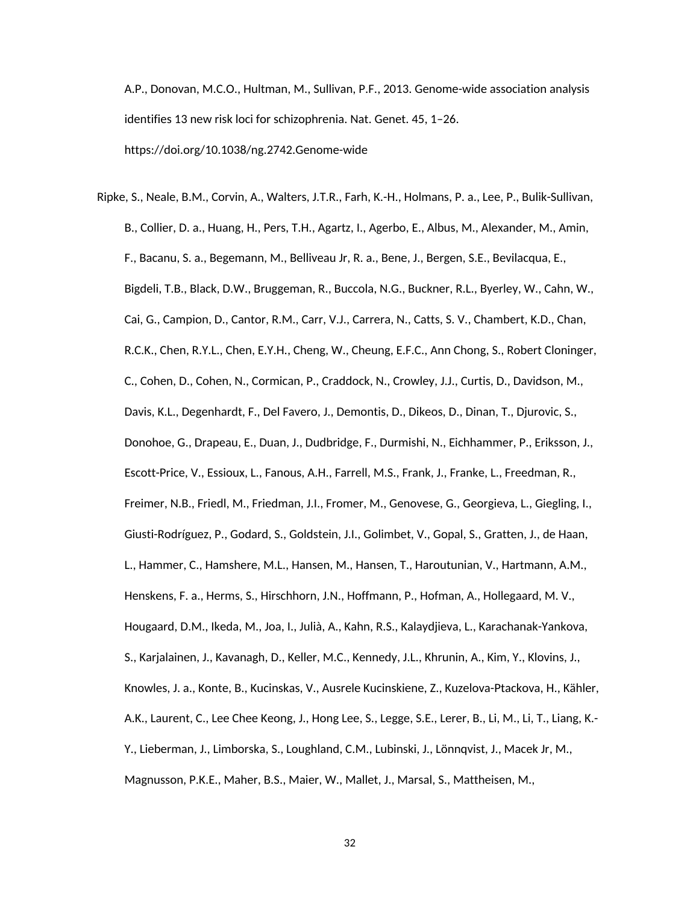A.P., Donovan, M.C.O., Hultman, M., Sullivan, P.F., 2013. Genome-wide association analysis identifies 13 new risk loci for schizophrenia. Nat. Genet. 45, 1–26. https://doi.org/10.1038/ng.2742.Genome-wide

Ripke, S., Neale, B.M., Corvin, A., Walters, J.T.R., Farh, K.-H., Holmans, P. a., Lee, P., Bulik-Sullivan, B., Collier, D. a., Huang, H., Pers, T.H., Agartz, I., Agerbo, E., Albus, M., Alexander, M., Amin, F., Bacanu, S. a., Begemann, M., Belliveau Jr, R. a., Bene, J., Bergen, S.E., Bevilacqua, E., Bigdeli, T.B., Black, D.W., Bruggeman, R., Buccola, N.G., Buckner, R.L., Byerley, W., Cahn, W., Cai, G., Campion, D., Cantor, R.M., Carr, V.J., Carrera, N., Catts, S. V., Chambert, K.D., Chan, R.C.K., Chen, R.Y.L., Chen, E.Y.H., Cheng, W., Cheung, E.F.C., Ann Chong, S., Robert Cloninger, C., Cohen, D., Cohen, N., Cormican, P., Craddock, N., Crowley, J.J., Curtis, D., Davidson, M., Davis, K.L., Degenhardt, F., Del Favero, J., Demontis, D., Dikeos, D., Dinan, T., Djurovic, S., Donohoe, G., Drapeau, E., Duan, J., Dudbridge, F., Durmishi, N., Eichhammer, P., Eriksson, J., Escott-Price, V., Essioux, L., Fanous, A.H., Farrell, M.S., Frank, J., Franke, L., Freedman, R., Freimer, N.B., Friedl, M., Friedman, J.I., Fromer, M., Genovese, G., Georgieva, L., Giegling, I., Giusti-Rodríguez, P., Godard, S., Goldstein, J.I., Golimbet, V., Gopal, S., Gratten, J., de Haan, L., Hammer, C., Hamshere, M.L., Hansen, M., Hansen, T., Haroutunian, V., Hartmann, A.M., Henskens, F. a., Herms, S., Hirschhorn, J.N., Hoffmann, P., Hofman, A., Hollegaard, M. V., Hougaard, D.M., Ikeda, M., Joa, I., Julià, A., Kahn, R.S., Kalaydjieva, L., Karachanak-Yankova, S., Karjalainen, J., Kavanagh, D., Keller, M.C., Kennedy, J.L., Khrunin, A., Kim, Y., Klovins, J., Knowles, J. a., Konte, B., Kucinskas, V., Ausrele Kucinskiene, Z., Kuzelova-Ptackova, H., Kähler, A.K., Laurent, C., Lee Chee Keong, J., Hong Lee, S., Legge, S.E., Lerer, B., Li, M., Li, T., Liang, K.-Y., Lieberman, J., Limborska, S., Loughland, C.M., Lubinski, J., Lönnqvist, J., Macek Jr, M., Magnusson, P.K.E., Maher, B.S., Maier, W., Mallet, J., Marsal, S., Mattheisen, M.,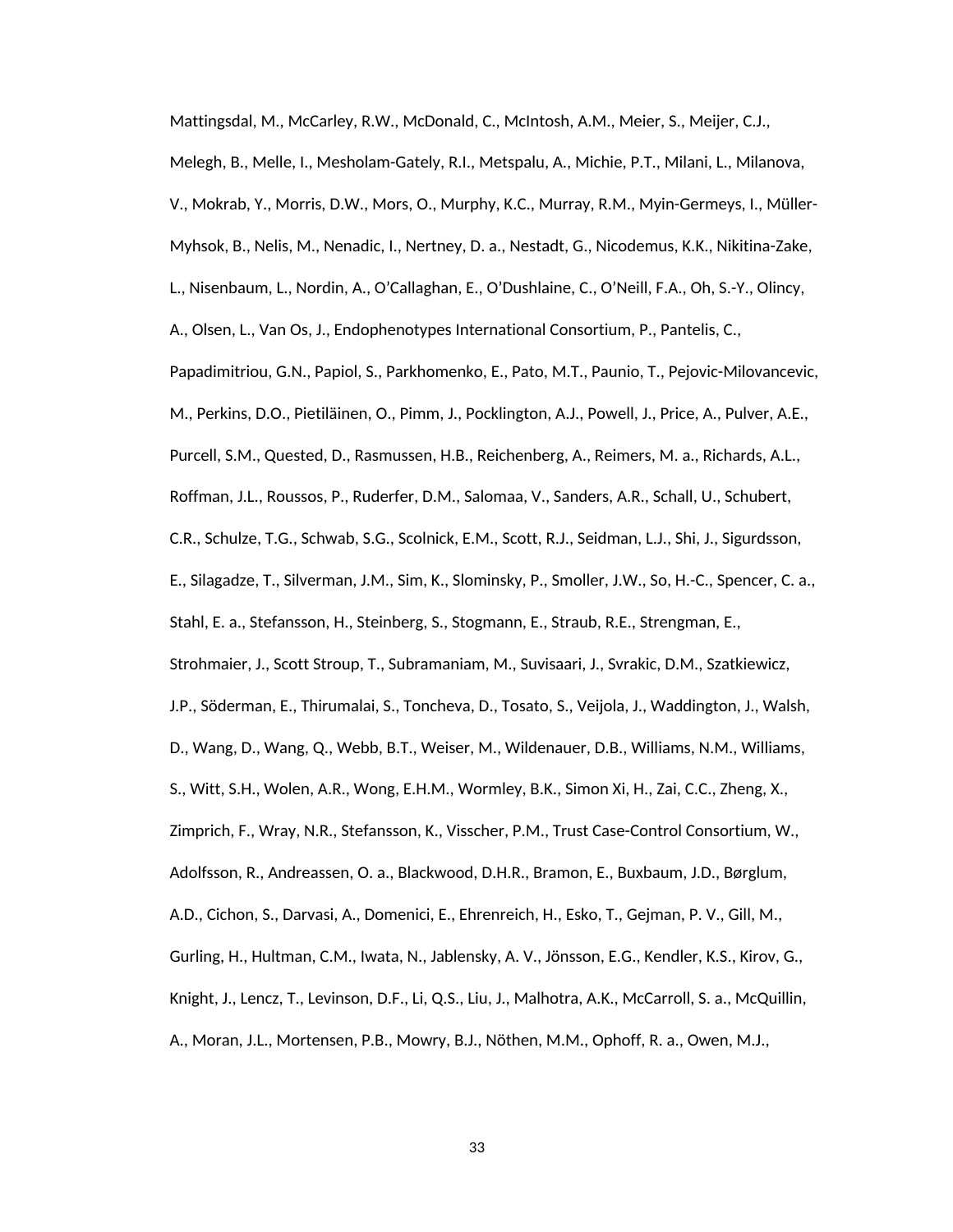Mattingsdal, M., McCarley, R.W., McDonald, C., McIntosh, A.M., Meier, S., Meijer, C.J., Melegh, B., Melle, I., Mesholam-Gately, R.I., Metspalu, A., Michie, P.T., Milani, L., Milanova, V., Mokrab, Y., Morris, D.W., Mors, O., Murphy, K.C., Murray, R.M., Myin-Germeys, I., Müller-Myhsok, B., Nelis, M., Nenadic, I., Nertney, D. a., Nestadt, G., Nicodemus, K.K., Nikitina-Zake, L., Nisenbaum, L., Nordin, A., O'Callaghan, E., O'Dushlaine, C., O'Neill, F.A., Oh, S.-Y., Olincy, A., Olsen, L., Van Os, J., Endophenotypes International Consortium, P., Pantelis, C., Papadimitriou, G.N., Papiol, S., Parkhomenko, E., Pato, M.T., Paunio, T., Pejovic-Milovancevic, M., Perkins, D.O., Pietiläinen, O., Pimm, J., Pocklington, A.J., Powell, J., Price, A., Pulver, A.E., Purcell, S.M., Quested, D., Rasmussen, H.B., Reichenberg, A., Reimers, M. a., Richards, A.L., Roffman, J.L., Roussos, P., Ruderfer, D.M., Salomaa, V., Sanders, A.R., Schall, U., Schubert, C.R., Schulze, T.G., Schwab, S.G., Scolnick, E.M., Scott, R.J., Seidman, L.J., Shi, J., Sigurdsson, E., Silagadze, T., Silverman, J.M., Sim, K., Slominsky, P., Smoller, J.W., So, H.-C., Spencer, C. a., Stahl, E. a., Stefansson, H., Steinberg, S., Stogmann, E., Straub, R.E., Strengman, E., Strohmaier, J., Scott Stroup, T., Subramaniam, M., Suvisaari, J., Svrakic, D.M., Szatkiewicz, J.P., Söderman, E., Thirumalai, S., Toncheva, D., Tosato, S., Veijola, J., Waddington, J., Walsh, D., Wang, D., Wang, Q., Webb, B.T., Weiser, M., Wildenauer, D.B., Williams, N.M., Williams, S., Witt, S.H., Wolen, A.R., Wong, E.H.M., Wormley, B.K., Simon Xi, H., Zai, C.C., Zheng, X., Zimprich, F., Wray, N.R., Stefansson, K., Visscher, P.M., Trust Case-Control Consortium, W., Adolfsson, R., Andreassen, O. a., Blackwood, D.H.R., Bramon, E., Buxbaum, J.D., Børglum, A.D., Cichon, S., Darvasi, A., Domenici, E., Ehrenreich, H., Esko, T., Gejman, P. V., Gill, M., Gurling, H., Hultman, C.M., Iwata, N., Jablensky, A. V., Jönsson, E.G., Kendler, K.S., Kirov, G., Knight, J., Lencz, T., Levinson, D.F., Li, Q.S., Liu, J., Malhotra, A.K., McCarroll, S. a., McQuillin, A., Moran, J.L., Mortensen, P.B., Mowry, B.J., Nöthen, M.M., Ophoff, R. a., Owen, M.J.,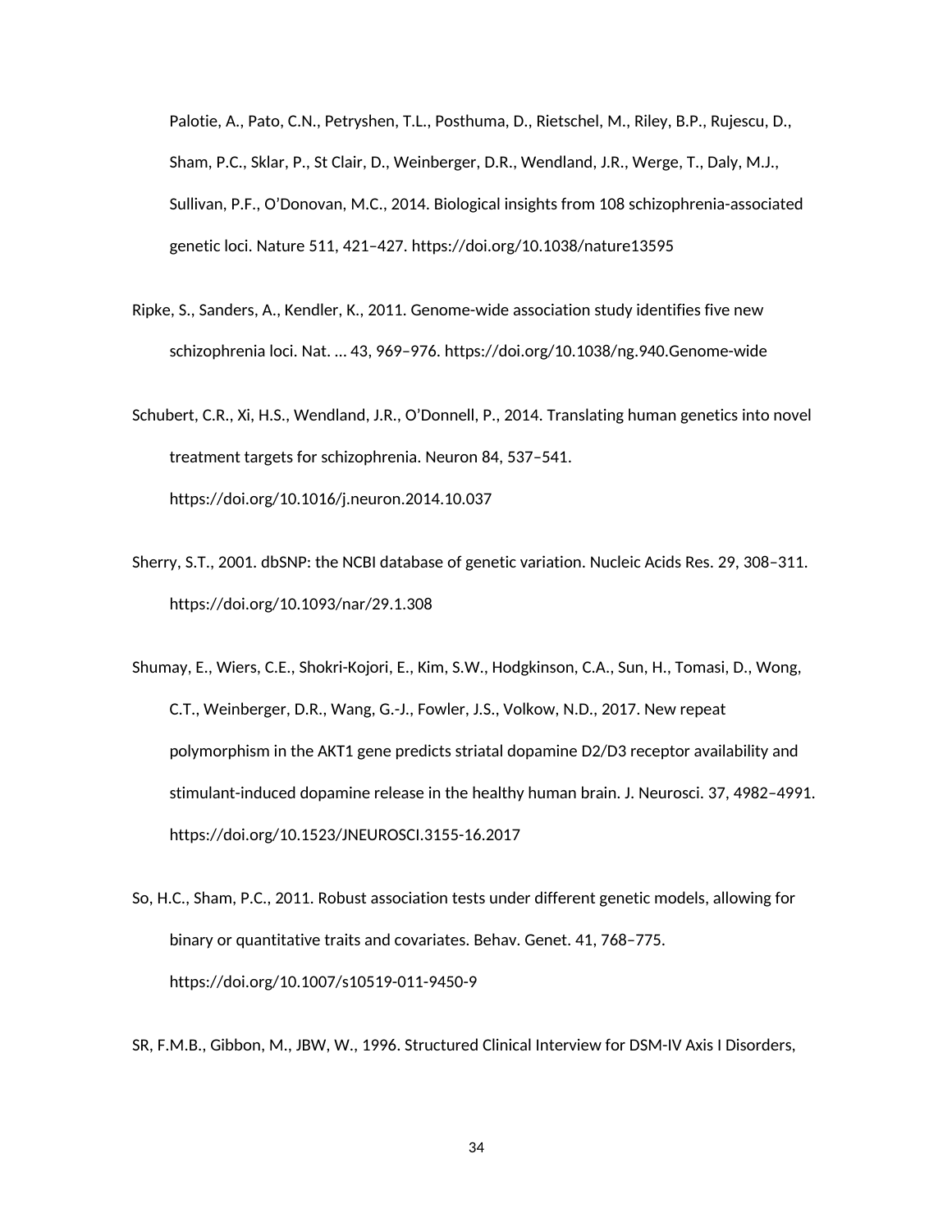Palotie, A., Pato, C.N., Petryshen, T.L., Posthuma, D., Rietschel, M., Riley, B.P., Rujescu, D., Sham, P.C., Sklar, P., St Clair, D., Weinberger, D.R., Wendland, J.R., Werge, T., Daly, M.J., Sullivan, P.F., O'Donovan, M.C., 2014. Biological insights from 108 schizophrenia-associated genetic loci. Nature 511, 421–427. https://doi.org/10.1038/nature13595

Ripke, S., Sanders, A., Kendler, K., 2011. Genome-wide association study identifies five new schizophrenia loci. Nat. … 43, 969–976. https://doi.org/10.1038/ng.940.Genome-wide

Schubert, C.R., Xi, H.S., Wendland, J.R., O'Donnell, P., 2014. Translating human genetics into novel treatment targets for schizophrenia. Neuron 84, 537–541. https://doi.org/10.1016/j.neuron.2014.10.037

Sherry, S.T., 2001. dbSNP: the NCBI database of genetic variation. Nucleic Acids Res. 29, 308–311. https://doi.org/10.1093/nar/29.1.308

Shumay, E., Wiers, C.E., Shokri-Kojori, E., Kim, S.W., Hodgkinson, C.A., Sun, H., Tomasi, D., Wong, C.T., Weinberger, D.R., Wang, G.-J., Fowler, J.S., Volkow, N.D., 2017. New repeat polymorphism in the AKT1 gene predicts striatal dopamine D2/D3 receptor availability and stimulant-induced dopamine release in the healthy human brain. J. Neurosci. 37, 4982–4991. https://doi.org/10.1523/JNEUROSCI.3155-16.2017

So, H.C., Sham, P.C., 2011. Robust association tests under different genetic models, allowing for binary or quantitative traits and covariates. Behav. Genet. 41, 768–775. https://doi.org/10.1007/s10519-011-9450-9

SR, F.M.B., Gibbon, M., JBW, W., 1996. Structured Clinical Interview for DSM-IV Axis I Disorders,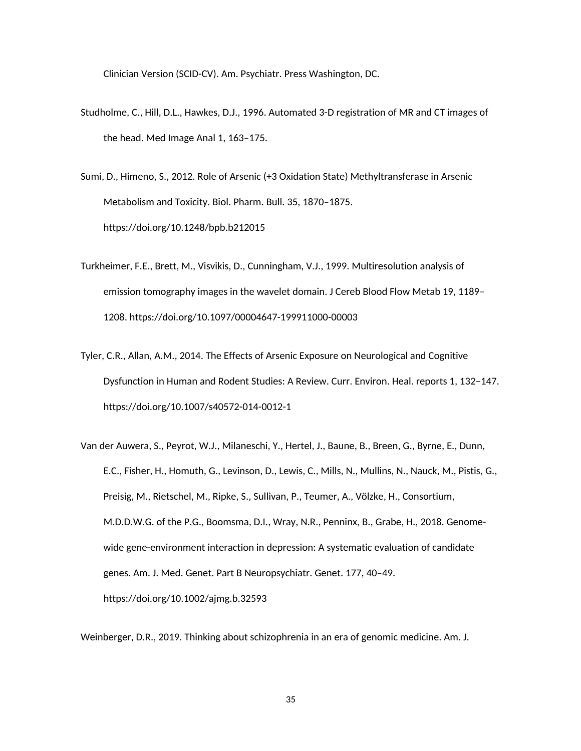Clinician Version (SCID-CV). Am. Psychiatr. Press Washington, DC.

Studholme, C., Hill, D.L., Hawkes, D.J., 1996. Automated 3-D registration of MR and CT images of the head. Med Image Anal 1, 163–175.

Sumi, D., Himeno, S., 2012. Role of Arsenic (+3 Oxidation State) Methyltransferase in Arsenic Metabolism and Toxicity. Biol. Pharm. Bull. 35, 1870–1875. https://doi.org/10.1248/bpb.b212015

Turkheimer, F.E., Brett, M., Visvikis, D., Cunningham, V.J., 1999. Multiresolution analysis of emission tomography images in the wavelet domain. J Cereb Blood Flow Metab 19, 1189–1208. https://doi.org/10.1097/00004647-199911000-00003

Tyler, C.R., Allan, A.M., 2014. The Effects of Arsenic Exposure on Neurological and Cognitive Dysfunction in Human and Rodent Studies: A Review. Curr. Environ. Heal. reports 1, 132–147. https://doi.org/10.1007/s40572-014-0012-1

Van der Auwera, S., Peyrot, W.J., Milaneschi, Y., Hertel, J., Baune, B., Breen, G., Byrne, E., Dunn, E.C., Fisher, H., Homuth, G., Levinson, D., Lewis, C., Mills, N., Mullins, N., Nauck, M., Pistis, G., Preisig, M., Rietschel, M., Ripke, S., Sullivan, P., Teumer, A., Völzke, H., Consortium, M.D.D.W.G. of the P.G., Boomsma, D.I., Wray, N.R., Penninx, B., Grabe, H., 2018. Genome-wide gene-environment interaction in depression: A systematic evaluation of candidate genes. Am. J. Med. Genet. Part B Neuropsychiatr. Genet. 177, 40–49. https://doi.org/10.1002/ajmg.b.32593

Weinberger, D.R., 2019. Thinking about schizophrenia in an era of genomic medicine. Am. J.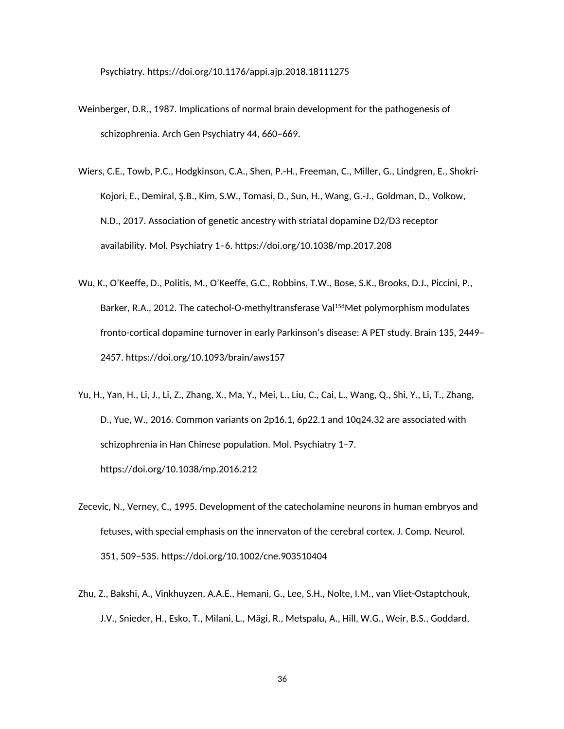Psychiatry. https://doi.org/10.1176/appi.ajp.2018.18111275

Weinberger, D.R., 1987. Implications of normal brain development for the pathogenesis of schizophrenia. Arch Gen Psychiatry 44, 660–669.

Wiers, C.E., Towb, P.C., Hodgkinson, C.A., Shen, P.-H., Freeman, C., Miller, G., Lindgren, E., Shokri-Kojori, E., Demiral, Ş.B., Kim, S.W., Tomasi, D., Sun, H., Wang, G.-J., Goldman, D., Volkow, N.D., 2017. Association of genetic ancestry with striatal dopamine D2/D3 receptor availability. Mol. Psychiatry 1–6. https://doi.org/10.1038/mp.2017.208

Wu, K., O'Keeffe, D., Politis, M., O'Keeffe, G.C., Robbins, T.W., Bose, S.K., Brooks, D.J., Piccini, P., Barker, R.A., 2012. The catechol-O-methyltransferase Val$^{158}$Met polymorphism modulates fronto-cortical dopamine turnover in early Parkinson's disease: A PET study. Brain 135, 2449–2457. https://doi.org/10.1093/brain/aws157

Yu, H., Yan, H., Li, J., Li, Z., Zhang, X., Ma, Y., Mei, L., Liu, C., Cai, L., Wang, Q., Shi, Y., Li, T., Zhang, D., Yue, W., 2016. Common variants on 2p16.1, 6p22.1 and 10q24.32 are associated with schizophrenia in Han Chinese population. Mol. Psychiatry 1–7. https://doi.org/10.1038/mp.2016.212

Zecevic, N., Verney, C., 1995. Development of the catecholamine neurons in human embryos and fetuses, with special emphasis on the innervaton of the cerebral cortex. J. Comp. Neurol. 351, 509–535. https://doi.org/10.1002/cne.903510404

Zhu, Z., Bakshi, A., Vinkhuyzen, A.A.E., Hemani, G., Lee, S.H., Nolte, I.M., van Vliet-Ostaptchouk, J.V., Snieder, H., Esko, T., Milani, L., Mägi, R., Metspalu, A., Hill, W.G., Weir, B.S., Goddard,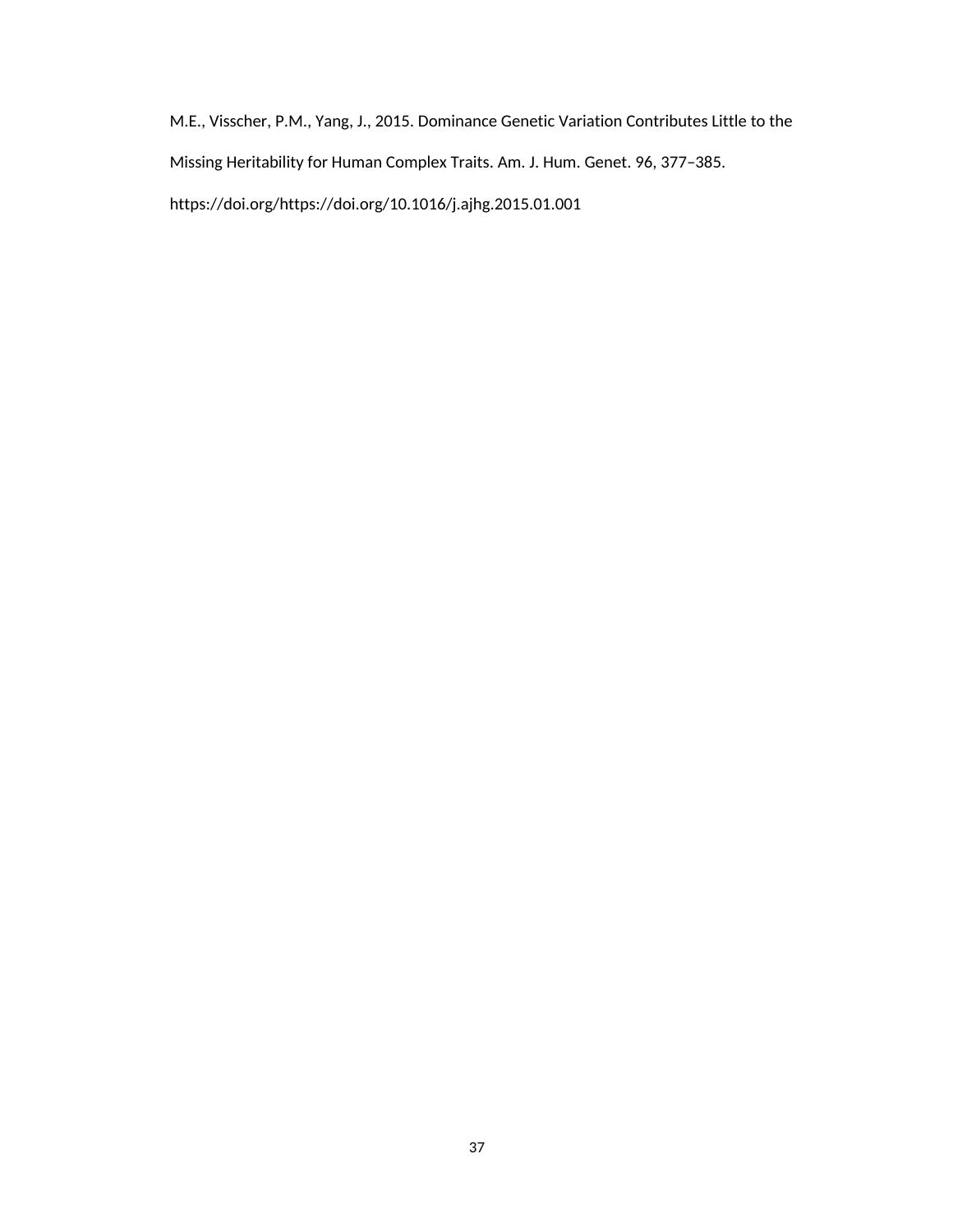M.E., Visscher, P.M., Yang, J., 2015. Dominance Genetic Variation Contributes Little to the Missing Heritability for Human Complex Traits. Am. J. Hum. Genet. 96, 377–385. https://doi.org/https://doi.org/10.1016/j.ajhg.2015.01.001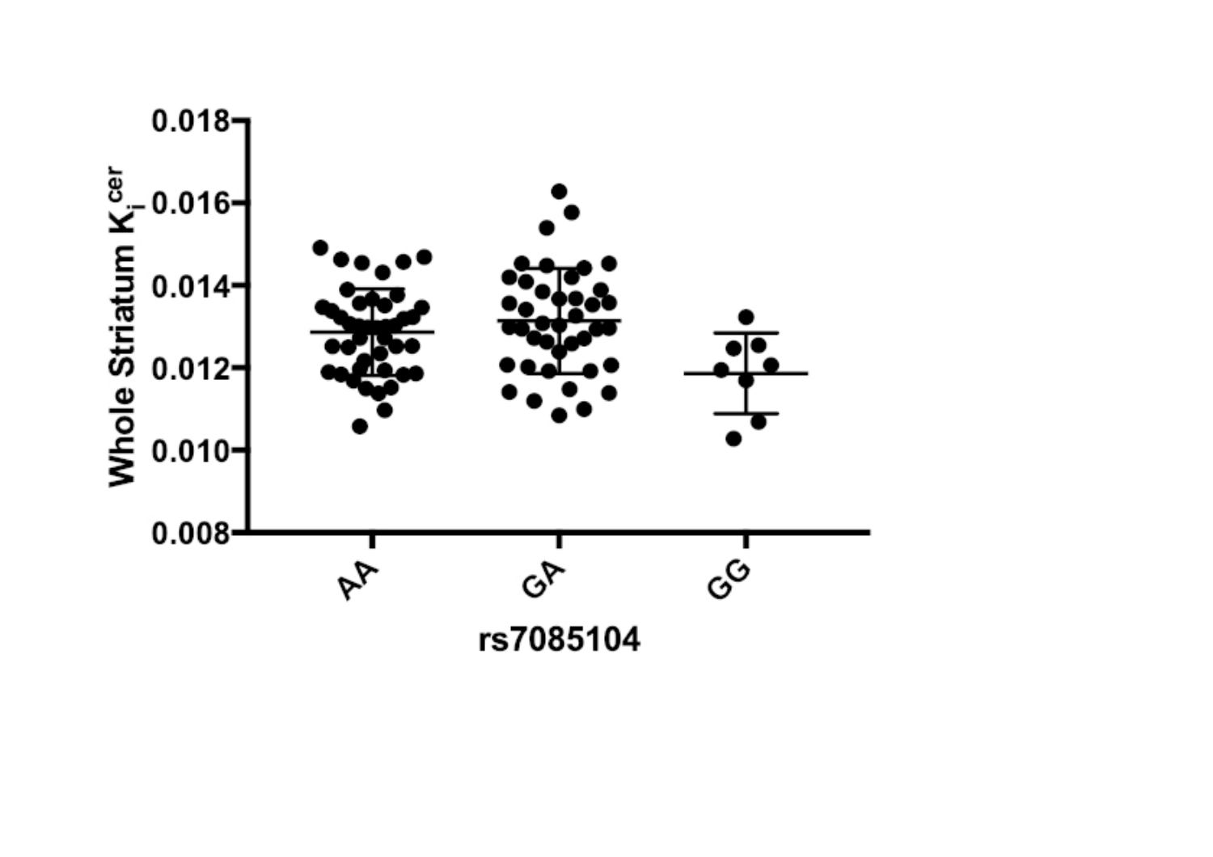Whole Striatum $K_i^{cer}$

0.018
0.016
0.014
0.012
0.010
0.008

AA GA GG

rs7085104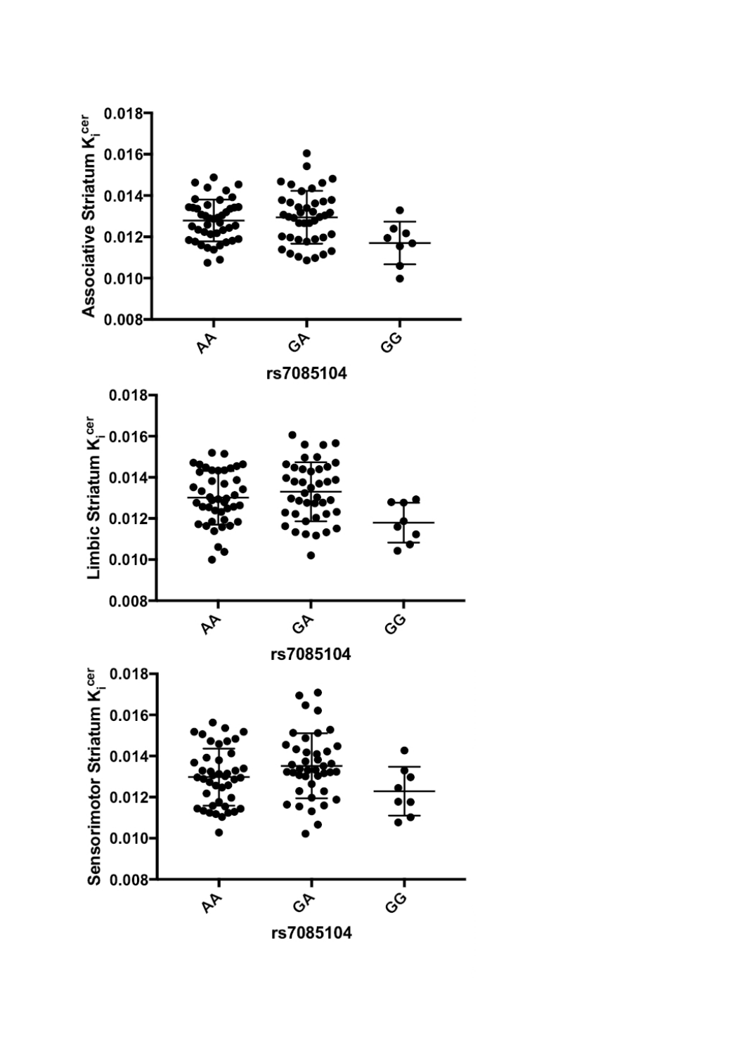Associative Striatum $K_i^{cer}$

0.018
0.016
0.014
0.012
0.010
0.008

AA GA GG

rs7085104

Limbic Striatum $K_i^{cer}$

0.018
0.016
0.014
0.012
0.010
0.008

AA GA GG

rs7085104

Sensorimotor Striatum $K_i^{cer}$

0.018
0.016
0.014
0.012
0.010
0.008

AA GA GG

rs7085104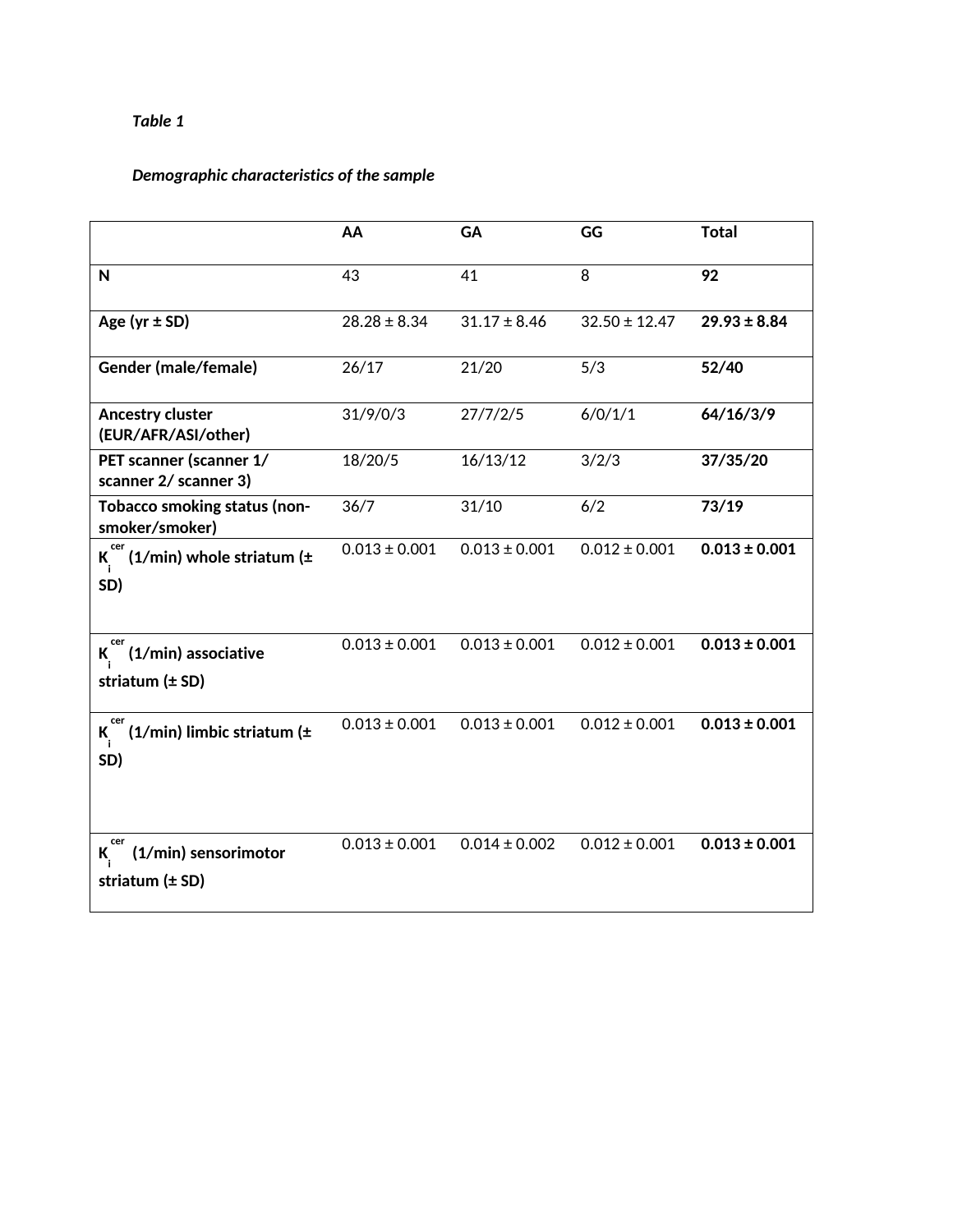*Table 1*

*Demographic characteristics of the sample*

| | AA | GA | GG | Total |
|---|---|---|---|---|
| **N** | 43 | 41 | 8 | **92** |
| **Age (yr ± SD)** | 28.28 ± 8.34 | 31.17 ± 8.46 | 32.50 ± 12.47 | **29.93 ± 8.84** |
| **Gender (male/female)** | 26/17 | 21/20 | 5/3 | **52/40** |
| **Ancestry cluster (EUR/AFR/ASI/other)** | 31/9/0/3 | 27/7/2/5 | 6/0/1/1 | **64/16/3/9** |
| **PET scanner (scanner 1/ scanner 2/ scanner 3)** | 18/20/5 | 16/13/12 | 3/2/3 | **37/35/20** |
| **Tobacco smoking status (non-smoker/smoker)** | 36/7 | 31/10 | 6/2 | **73/19** |
| **$K_i^{cer}$ (1/min) whole striatum (± SD)** | 0.013 ± 0.001 | 0.013 ± 0.001 | 0.012 ± 0.001 | **0.013 ± 0.001** |
| **$K_i^{cer}$ (1/min) associative striatum (± SD)** | 0.013 ± 0.001 | 0.013 ± 0.001 | 0.012 ± 0.001 | **0.013 ± 0.001** |
| **$K_i^{cer}$ (1/min) limbic striatum (± SD)** | 0.013 ± 0.001 | 0.013 ± 0.001 | 0.012 ± 0.001 | **0.013 ± 0.001** |
| **$K_i^{cer}$ (1/min) sensorimotor striatum (± SD)** | 0.013 ± 0.001 | 0.014 ± 0.002 | 0.012 ± 0.001 | **0.013 ± 0.001** |